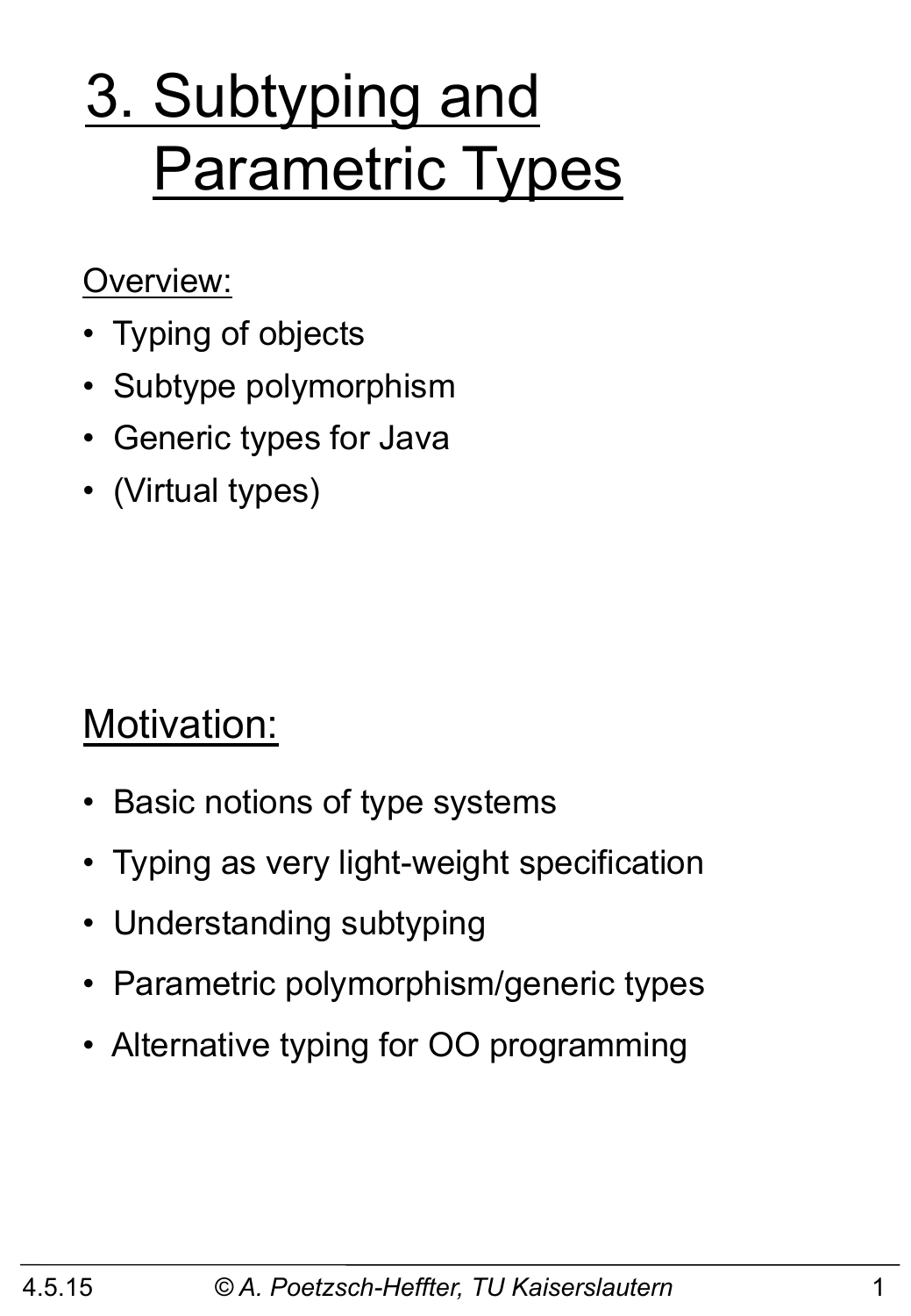# 3. Subtyping and Parametric Types

Overview:

- Typing of objects
- Subtype polymorphism
- Generic types for Java
- (Virtual types)

## Motivation:

- Basic notions of type systems
- Typing as very light-weight specification
- Understanding subtyping
- Parametric polymorphism/generic types
- Alternative typing for OO programming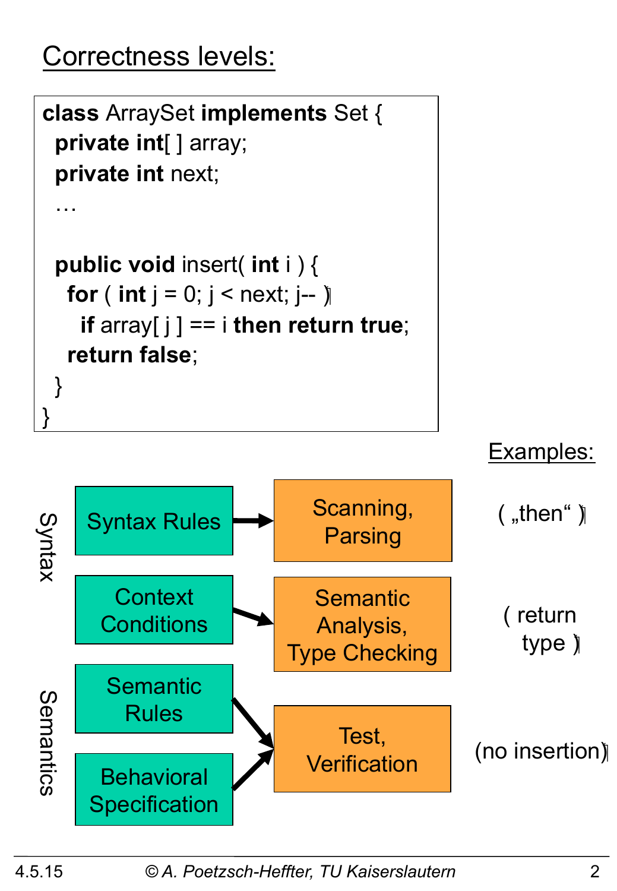## Correctness levels:

```
class ArraySet implements Set {
  private int[ ] array;
  private int next;
  …

  public void insert( int i ) {
    for ( int j = 0; j < next; j-- )
      if array[ j ] == i then return true;
    return false;
  }
}
```

| | | | Examples: |
|---|---|---|---|
| Syntax | Syntax Rules → | Scanning, Parsing | ( „then“ ) |
| | Context Conditions → | Semantic Analysis, Type Checking | ( return type ) |
| Semantics | Semantic Rules → | Test, Verification | (no insertion) |
| | Behavioral Specification → | Test, Verification | |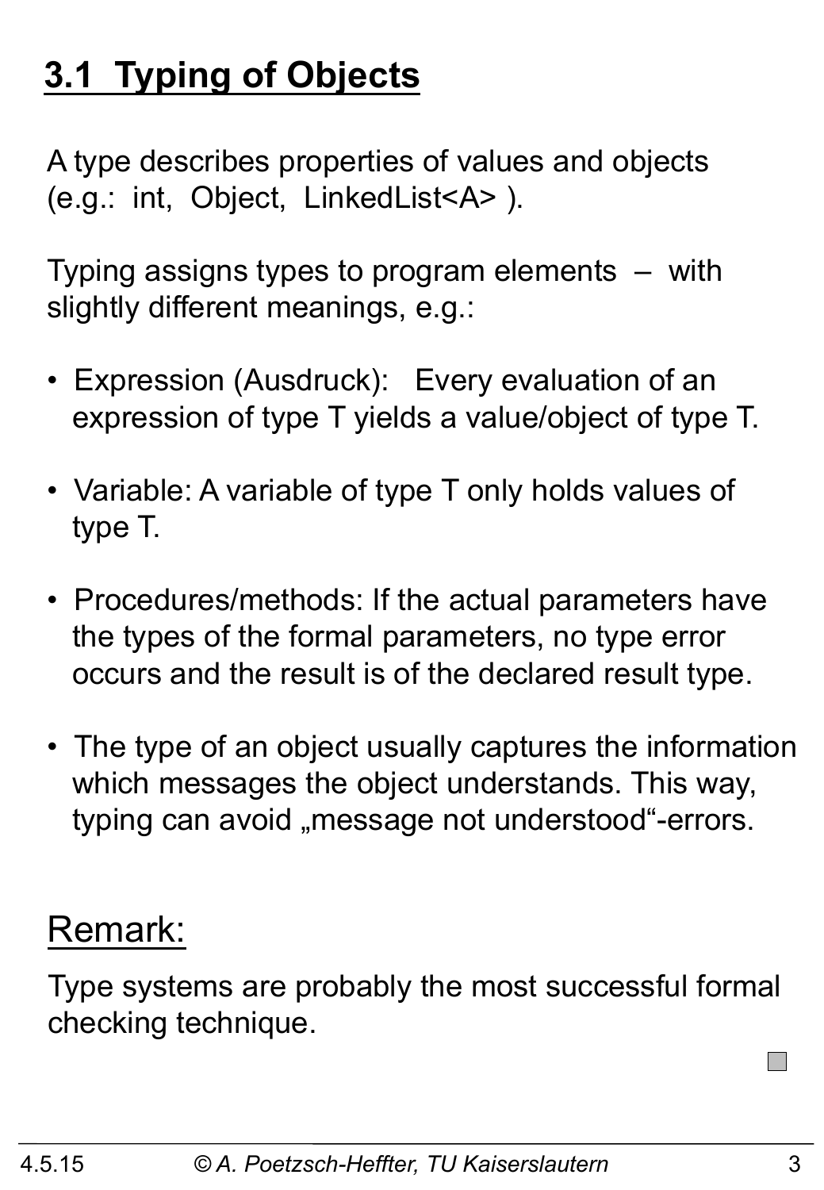# 3.1 Typing of Objects

A type describes properties of values and objects (e.g.: int, Object, LinkedList<A> ).

Typing assigns types to program elements – with slightly different meanings, e.g.:

- Expression (Ausdruck): Every evaluation of an expression of type T yields a value/object of type T.
- Variable: A variable of type T only holds values of type T.
- Procedures/methods: If the actual parameters have the types of the formal parameters, no type error occurs and the result is of the declared result type.
- The type of an object usually captures the information which messages the object understands. This way, typing can avoid „message not understood"-errors.

## Remark:

Type systems are probably the most successful formal checking technique.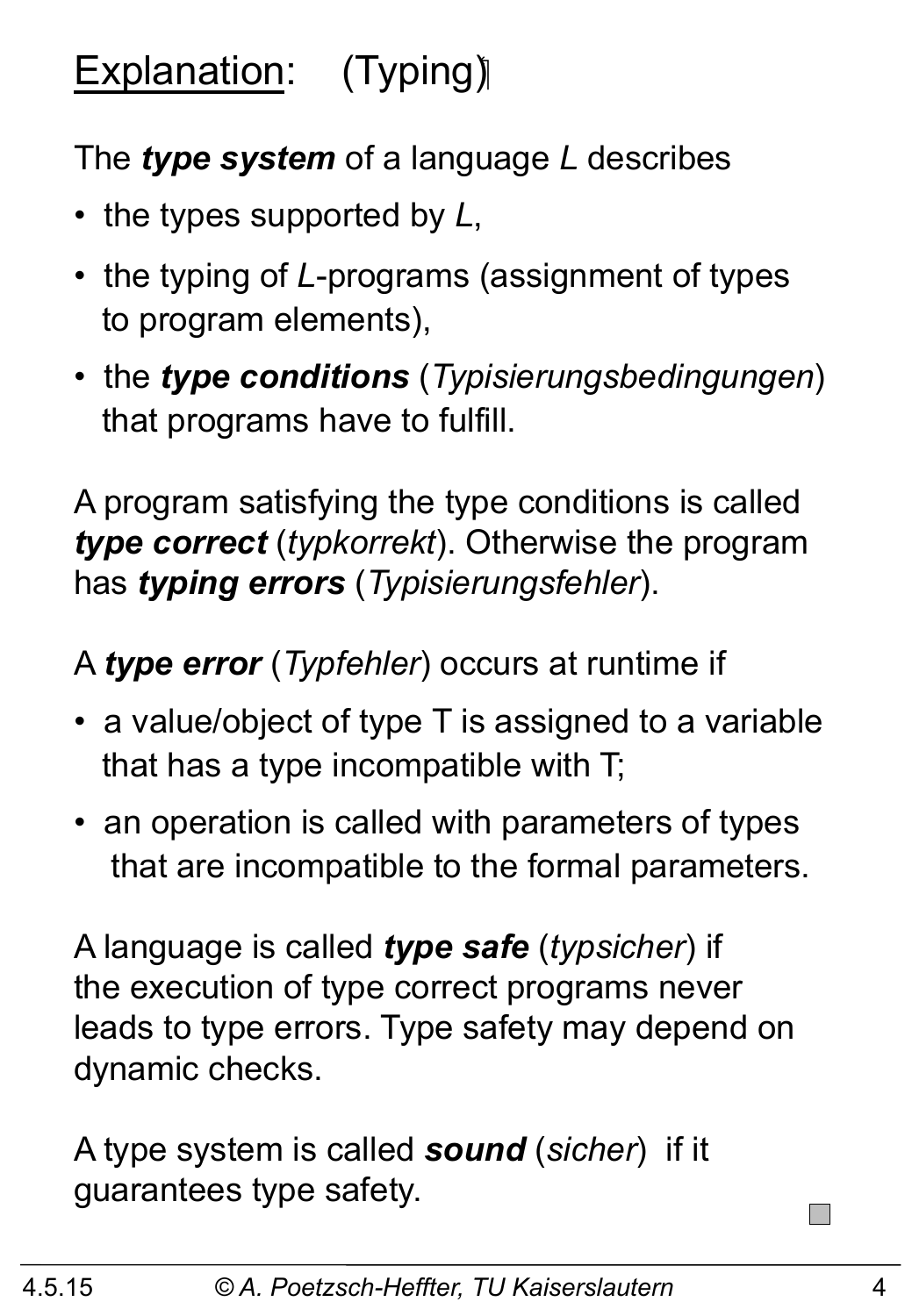# <u>Explanation</u>: (Typing)

The ***type system*** of a language *L* describes

- the types supported by *L*,
- the typing of *L*-programs (assignment of types to program elements),
- the ***type conditions*** (*Typisierungsbedingungen*) that programs have to fulfill.

A program satisfying the type conditions is called ***type correct*** (*typkorrekt*). Otherwise the program has ***typing errors*** (*Typisierungsfehler*).

A ***type error*** (*Typfehler*) occurs at runtime if

- a value/object of type T is assigned to a variable that has a type incompatible with T;
- an operation is called with parameters of types that are incompatible to the formal parameters.

A language is called ***type safe*** (*typsicher*) if the execution of type correct programs never leads to type errors. Type safety may depend on dynamic checks.

A type system is called ***sound*** (*sicher*) if it guarantees type safety.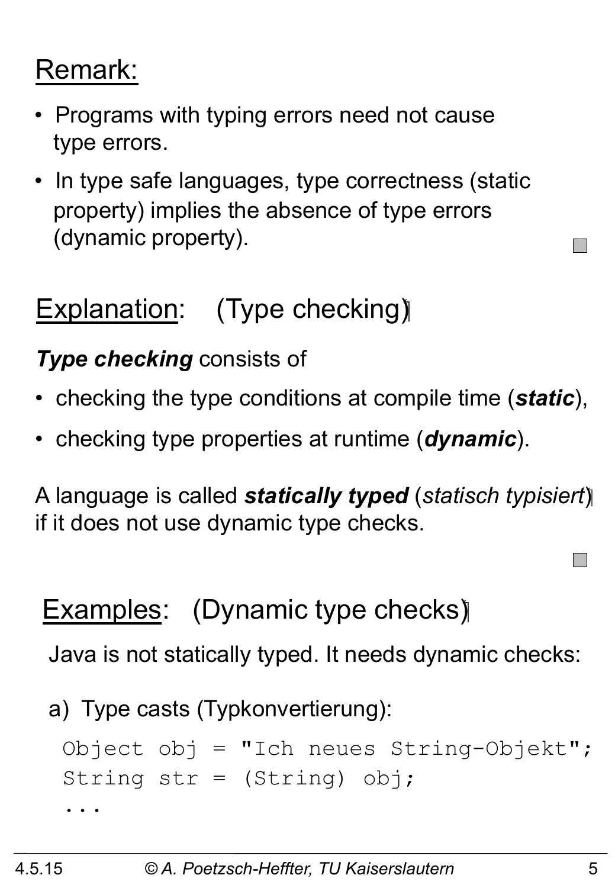Remark:

- Programs with typing errors need not cause type errors.
- In type safe languages, type correctness (static property) implies the absence of type errors (dynamic property).

Explanation: (Type checking)

***Type checking*** consists of

- checking the type conditions at compile time (***static***),
- checking type properties at runtime (***dynamic***).

A language is called ***statically typed*** (*statisch typisiert*) if it does not use dynamic type checks.

Examples: (Dynamic type checks)

Java is not statically typed. It needs dynamic checks:

a) Type casts (Typkonvertierung):

```
Object obj = "Ich neues String-Objekt";
String str = (String) obj;
...
```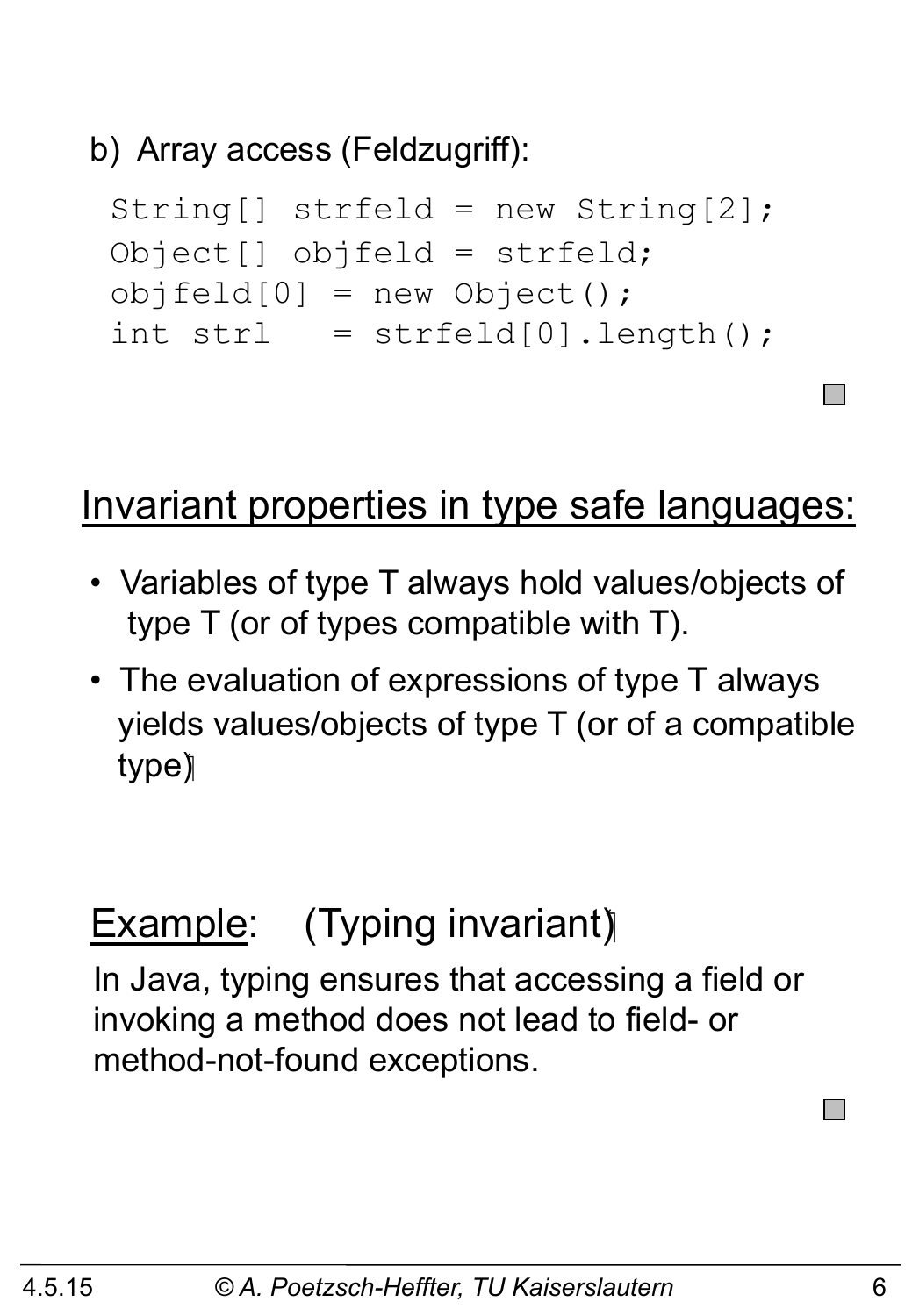b) Array access (Feldzugriff):

```
String[] strfeld = new String[2];
Object[] objfeld = strfeld;
objfeld[0] = new Object();
int strl   = strfeld[0].length();
```

## Invariant properties in type safe languages:

- Variables of type T always hold values/objects of type T (or of types compatible with T).
- The evaluation of expressions of type T always yields values/objects of type T (or of a compatible type).

## Example: (Typing invariant)

In Java, typing ensures that accessing a field or invoking a method does not lead to field- or method-not-found exceptions.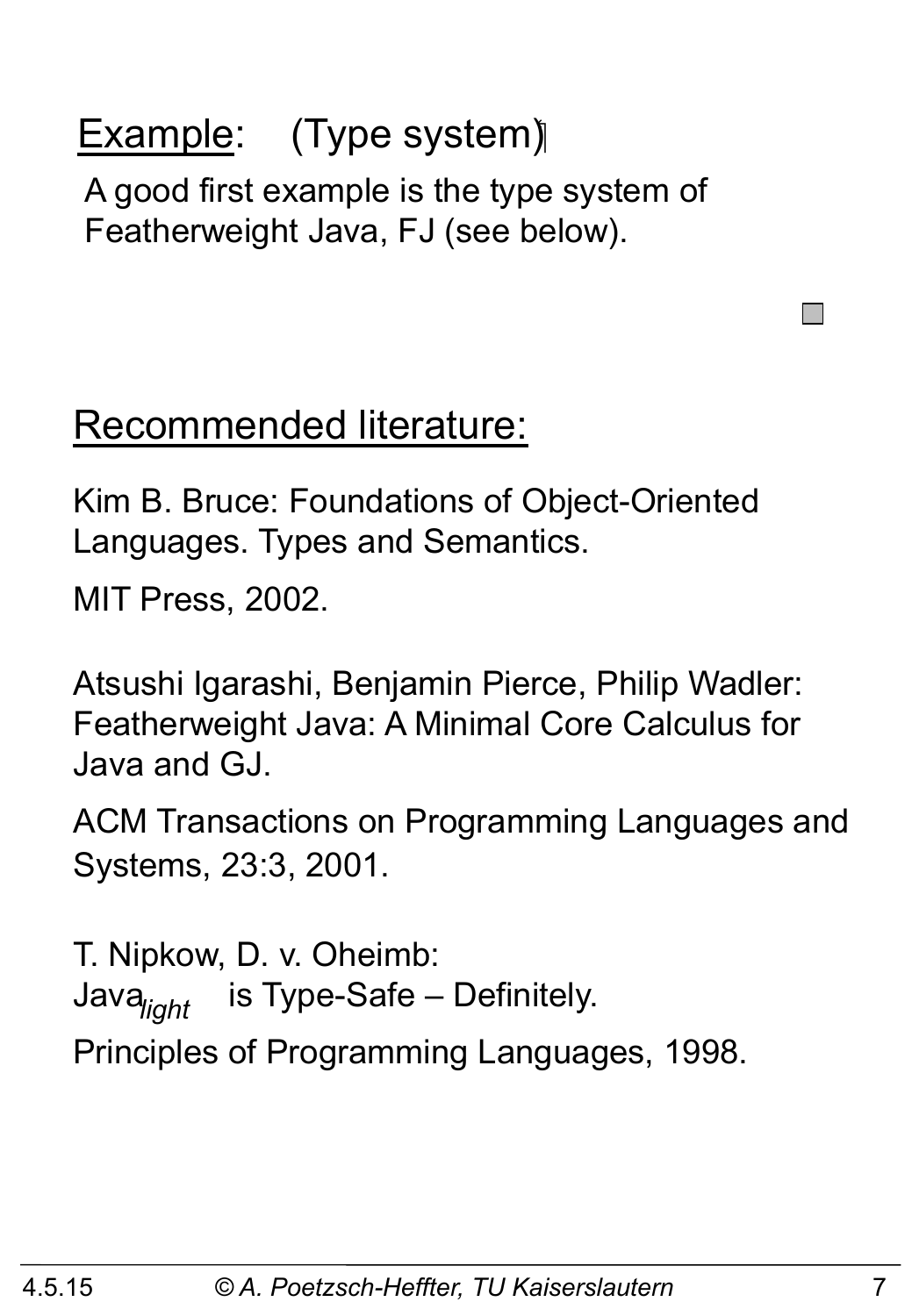<u>Example</u>: (Type system)

A good first example is the type system of Featherweight Java, FJ (see below).

## <u>Recommended literature:</u>

Kim B. Bruce: Foundations of Object-Oriented Languages. Types and Semantics.

MIT Press, 2002.

Atsushi Igarashi, Benjamin Pierce, Philip Wadler: Featherweight Java: A Minimal Core Calculus for Java and GJ.

ACM Transactions on Programming Languages and Systems, 23:3, 2001.

T. Nipkow, D. v. Oheimb:
$Java_{light}$ is Type-Safe – Definitely.

Principles of Programming Languages, 1998.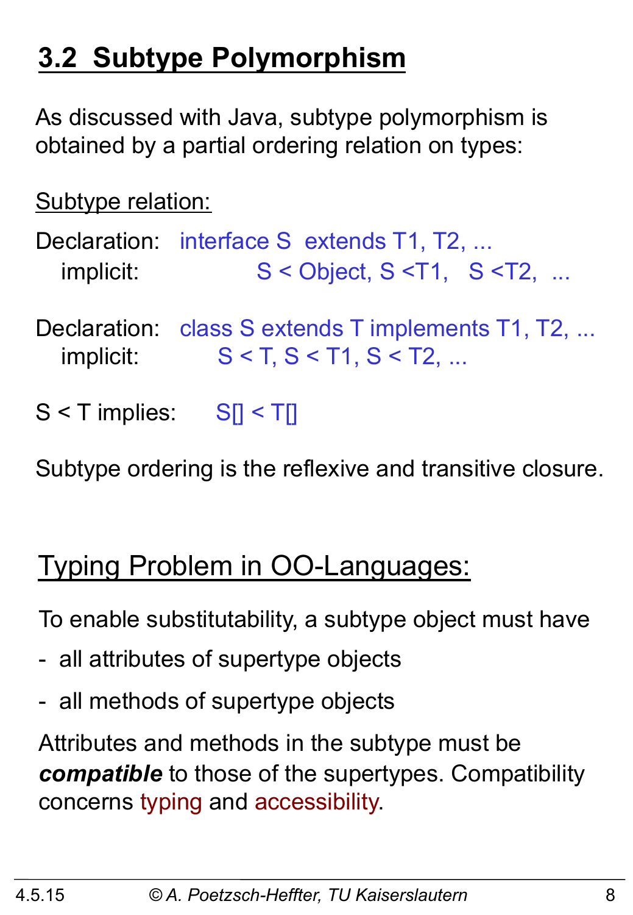## 3.2 Subtype Polymorphism

As discussed with Java, subtype polymorphism is obtained by a partial ordering relation on types:

Subtype relation:

Declaration: `interface S extends T1, T2, ...`
implicit: S < Object, S <T1, S <T2, ...

Declaration: `class S extends T implements T1, T2, ...`
implicit: S < T, S < T1, S < T2, ...

S < T implies: S[] < T[]

Subtype ordering is the reflexive and transitive closure.

## Typing Problem in OO-Languages:

To enable substitutability, a subtype object must have

- all attributes of supertype objects
- all methods of supertype objects

Attributes and methods in the subtype must be ***compatible*** to those of the supertypes. Compatibility concerns typing and accessibility.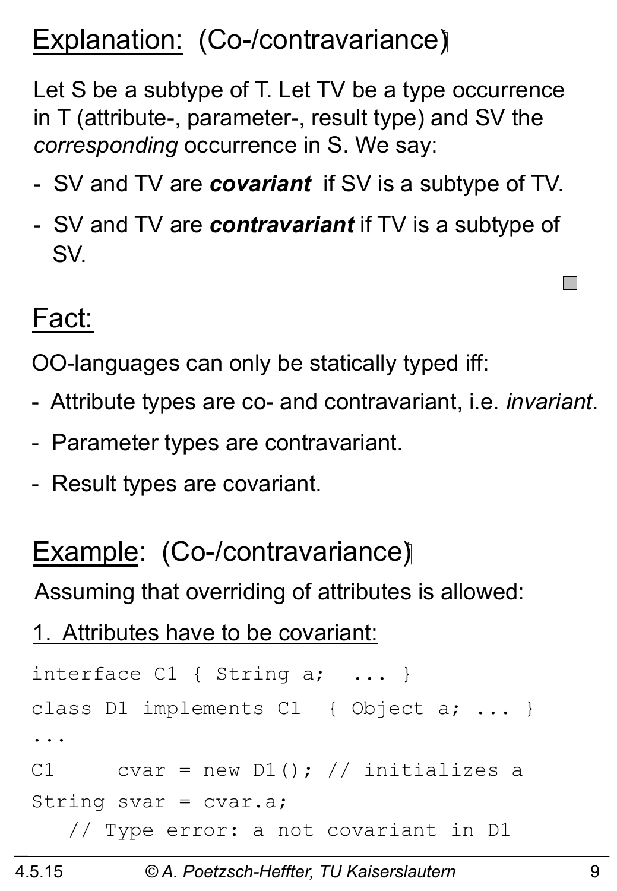## Explanation: (Co-/contravariance)

Let S be a subtype of T. Let TV be a type occurrence in T (attribute-, parameter-, result type) and SV the *corresponding* occurrence in S. We say:

- SV and TV are ***covariant*** if SV is a subtype of TV.
- SV and TV are ***contravariant*** if TV is a subtype of SV.

## Fact:

OO-languages can only be statically typed iff:

- Attribute types are co- and contravariant, i.e. *invariant*.
- Parameter types are contravariant.
- Result types are covariant.

## Example: (Co-/contravariance)

Assuming that overriding of attributes is allowed:

1. Attributes have to be covariant:

```
interface C1 { String a;  ... }
class D1 implements C1  { Object a; ... }
...
C1     cvar = new D1(); // initializes a
String svar = cvar.a;
   // Type error: a not covariant in D1
```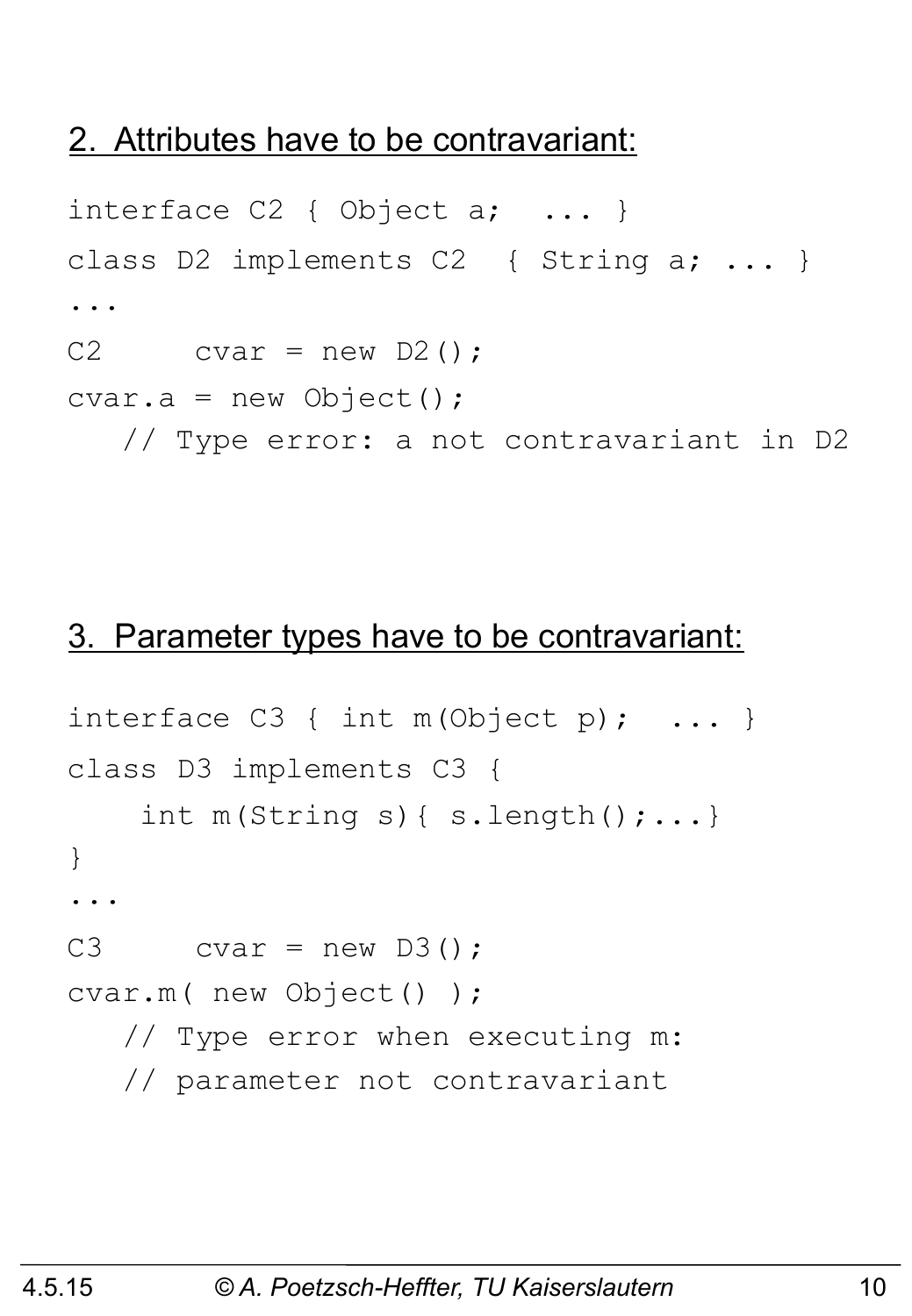## 2. Attributes have to be contravariant:

```
interface C2 { Object a;  ... }
class D2 implements C2  { String a; ... }
...
C2     cvar = new D2();
cvar.a = new Object();
   // Type error: a not contravariant in D2
```

## 3. Parameter types have to be contravariant:

```
interface C3 { int m(Object p);  ... }
class D3 implements C3 {
    int m(String s){ s.length();...}
}
...
C3     cvar = new D3();
cvar.m( new Object() );
   // Type error when executing m:
   // parameter not contravariant
```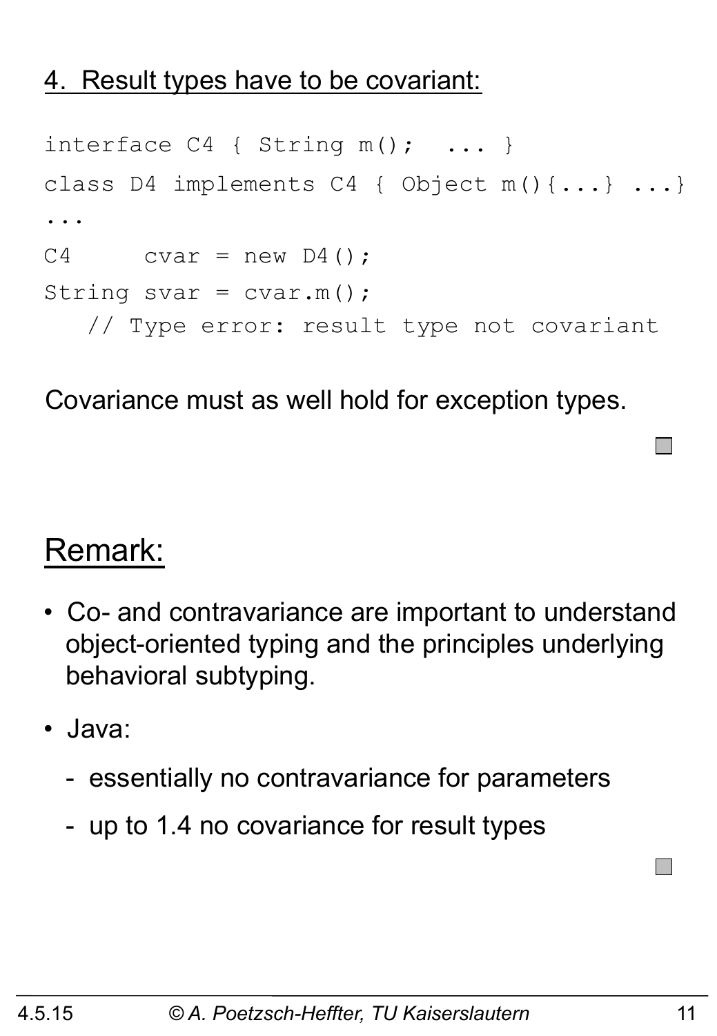4. Result types have to be covariant:

```
interface C4 { String m();  ... }
class D4 implements C4 { Object m(){...} ...}
...
C4     cvar = new D4();
String svar = cvar.m();
   // Type error: result type not covariant
```

Covariance must as well hold for exception types.

## Remark:

- Co- and contravariance are important to understand object-oriented typing and the principles underlying behavioral subtyping.
- Java:
  - essentially no contravariance for parameters
  - up to 1.4 no covariance for result types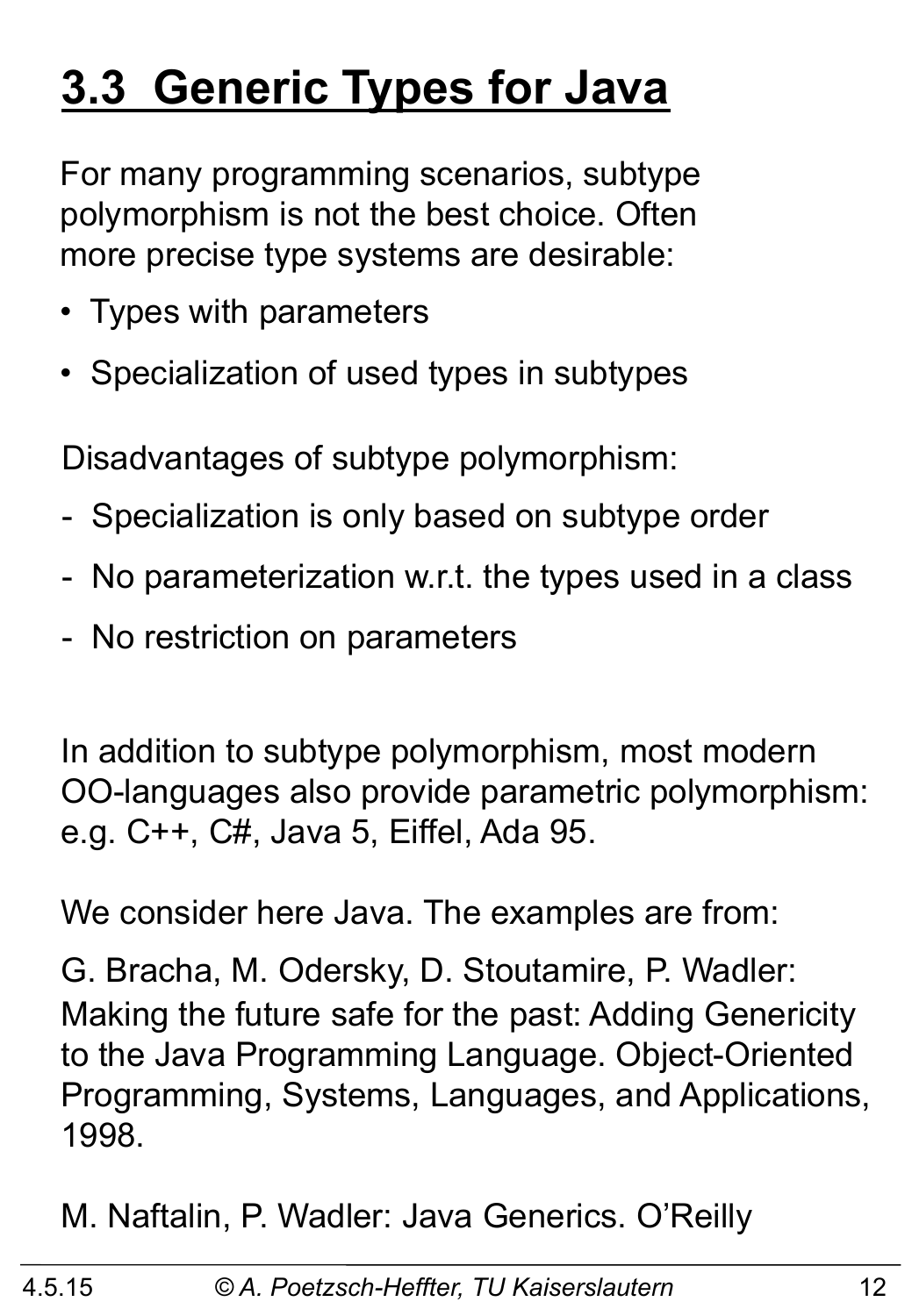# 3.3 Generic Types for Java

For many programming scenarios, subtype polymorphism is not the best choice. Often more precise type systems are desirable:

- Types with parameters
- Specialization of used types in subtypes

Disadvantages of subtype polymorphism:

- Specialization is only based on subtype order
- No parameterization w.r.t. the types used in a class
- No restriction on parameters

In addition to subtype polymorphism, most modern OO-languages also provide parametric polymorphism: e.g. C++, C#, Java 5, Eiffel, Ada 95.

We consider here Java. The examples are from:

G. Bracha, M. Odersky, D. Stoutamire, P. Wadler: Making the future safe for the past: Adding Genericity to the Java Programming Language. Object-Oriented Programming, Systems, Languages, and Applications, 1998.

M. Naftalin, P. Wadler: Java Generics. O'Reilly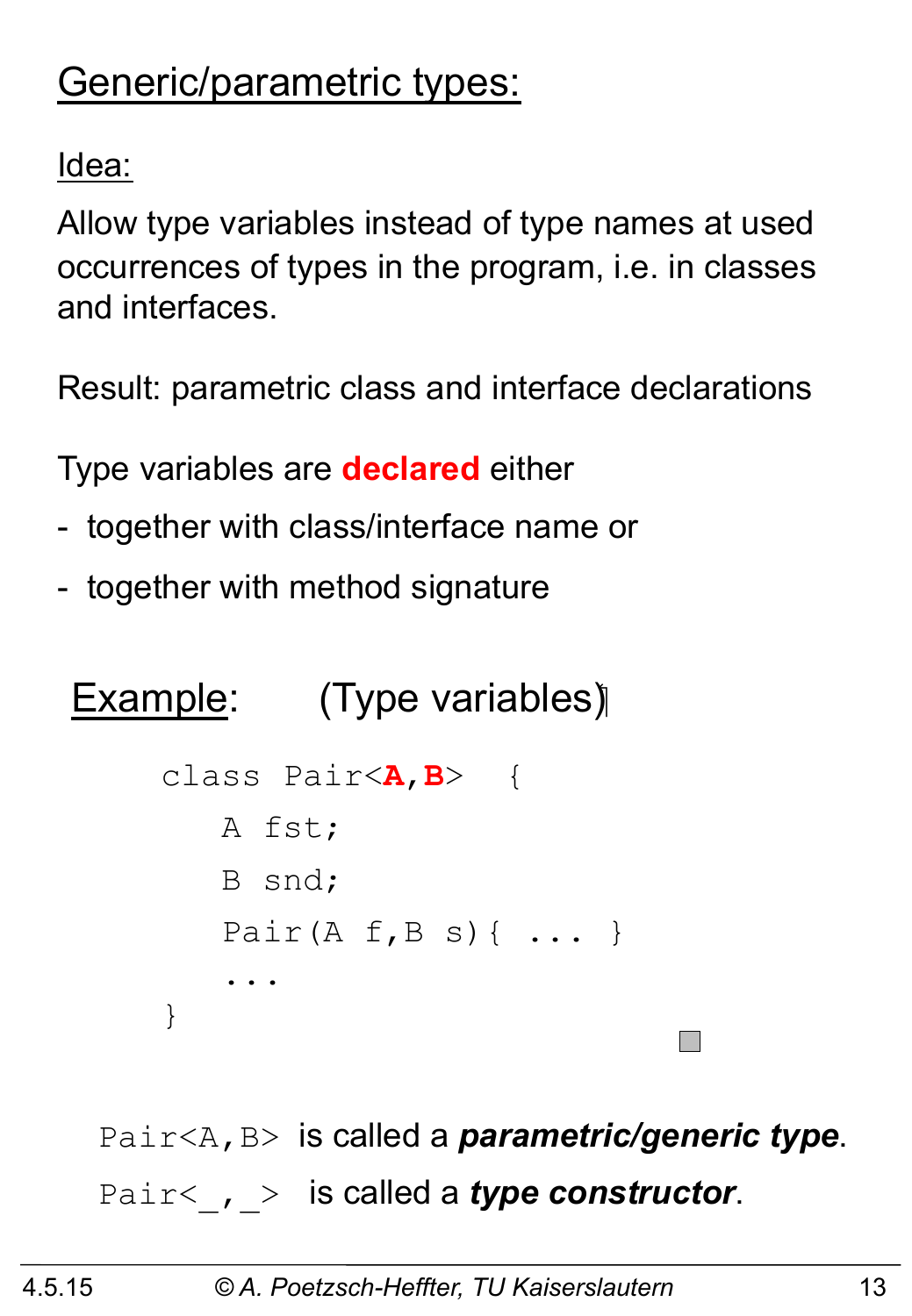## Generic/parametric types:

Idea:

Allow type variables instead of type names at used occurrences of types in the program, i.e. in classes and interfaces.

Result: parametric class and interface declarations

Type variables are **declared** either

- together with class/interface name or
- together with method signature

Example: (Type variables)

```
class Pair<A,B>  {
    A fst;
    B snd;
    Pair(A f,B s){ ... }
    ...
}
```

`Pair<A,B>` is called a ***parametric/generic type***.

`Pair<_,_>` is called a ***type constructor***.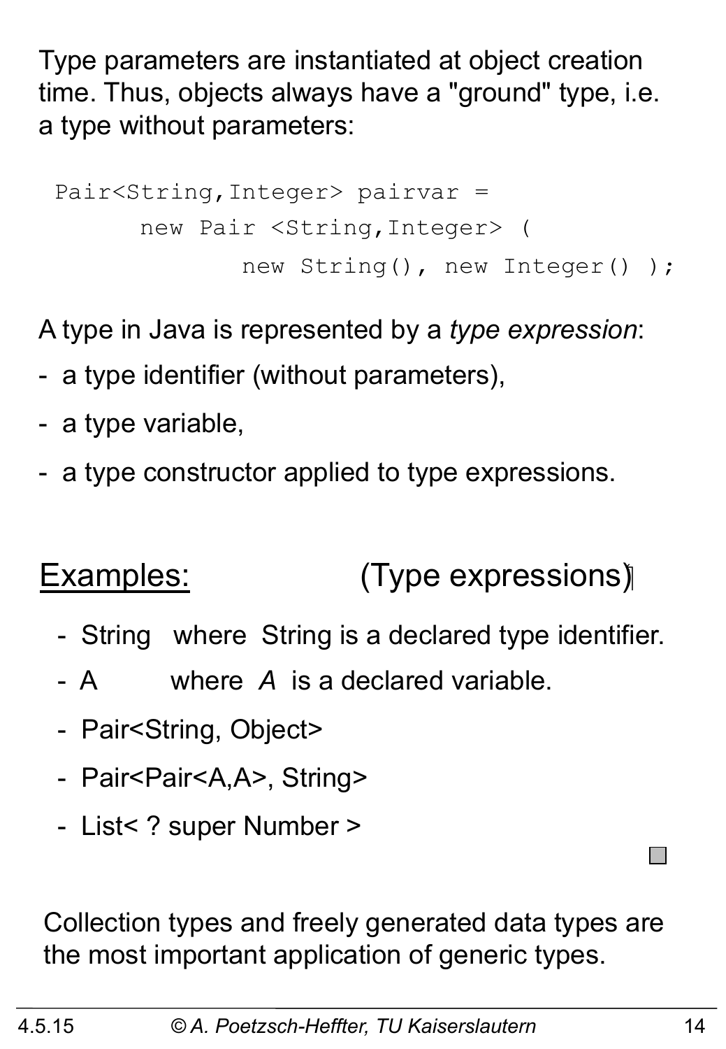Type parameters are instantiated at object creation time. Thus, objects always have a "ground" type, i.e. a type without parameters:

```
Pair<String,Integer> pairvar =
      new Pair <String,Integer> (
            new String(), new Integer() );
```

A type in Java is represented by a *type expression*:

- a type identifier (without parameters),
- a type variable,
- a type constructor applied to type expressions.

## Examples: (Type expressions)

- String where String is a declared type identifier.
- A where *A* is a declared variable.
- Pair<String, Object>
- Pair<Pair<A,A>, String>
- List< ? super Number >

Collection types and freely generated data types are the most important application of generic types.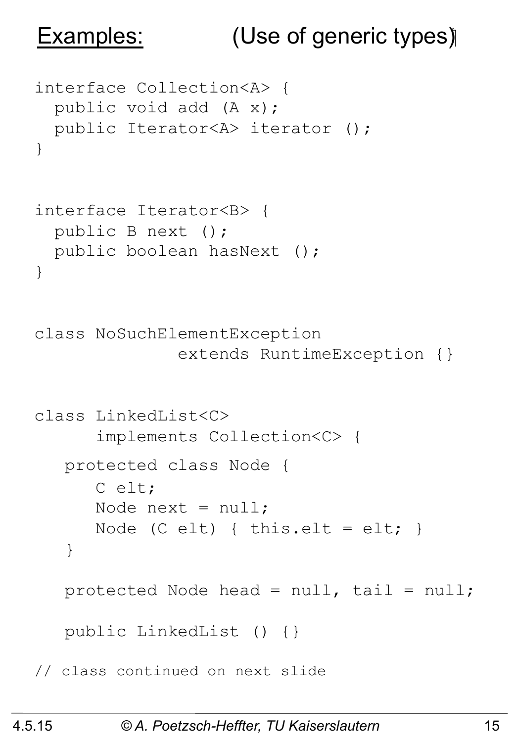# Examples: (Use of generic types)

```
interface Collection<A> {
  public void add (A x);
  public Iterator<A> iterator ();
}


interface Iterator<B> {
  public B next ();
  public boolean hasNext ();
}


class NoSuchElementException
             extends RuntimeException {}


class LinkedList<C>
      implements Collection<C> {
   protected class Node {
      C elt;
      Node next = null;
      Node (C elt) { this.elt = elt; }
   }

   protected Node head = null, tail = null;

   public LinkedList () {}

// class continued on next slide
```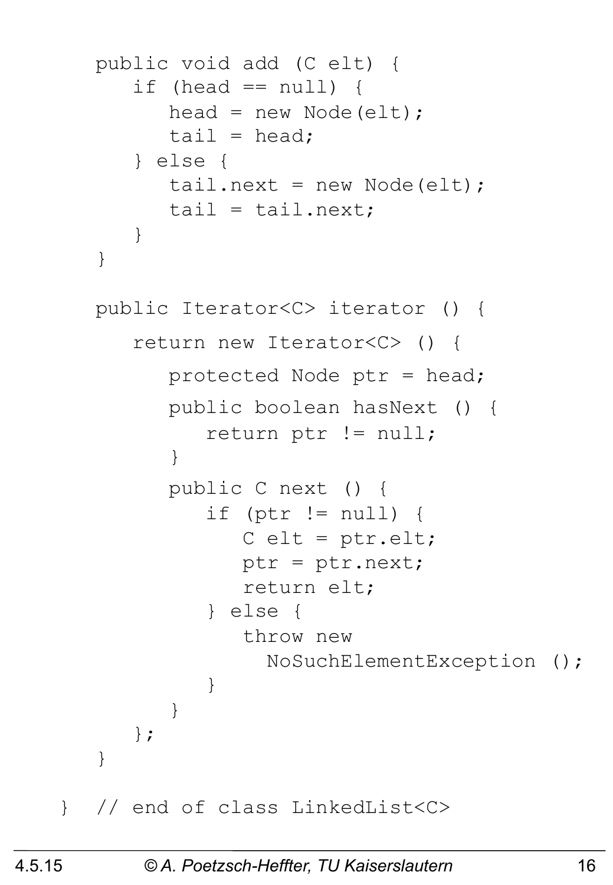```
    public void add (C elt) {
       if (head == null) {
          head = new Node(elt);
          tail = head;
       } else {
          tail.next = new Node(elt);
          tail = tail.next;
       }
    }

    public Iterator<C> iterator () {
       return new Iterator<C> () {
          protected Node ptr = head;
          public boolean hasNext () {
             return ptr != null;
          }
          public C next () {
             if (ptr != null) {
                C elt = ptr.elt;
                ptr = ptr.next;
                return elt;
             } else {
                throw new
                  NoSuchElementException ();
             }
          }
       };
    }

 }  // end of class LinkedList<C>
```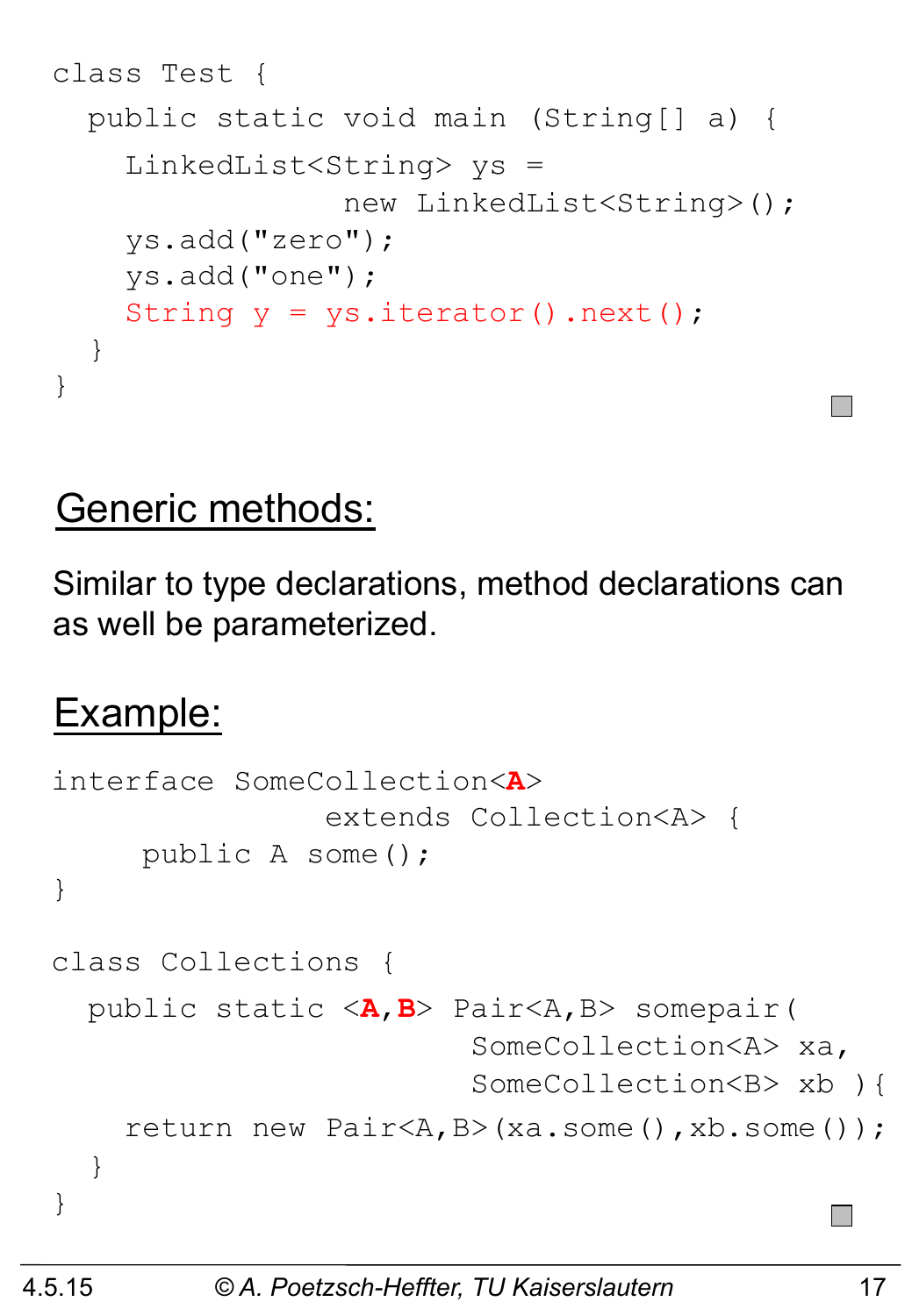```
class Test {
  public static void main (String[] a) {
    LinkedList<String> ys =
               new LinkedList<String>();
    ys.add("zero");
    ys.add("one");
    String y = ys.iterator().next();
  }
}
```

## Generic methods:

Similar to type declarations, method declarations can as well be parameterized.

## Example:

```
interface SomeCollection<A>
              extends Collection<A> {
     public A some();
}

class Collections {
  public static <A,B> Pair<A,B> somepair(
                      SomeCollection<A> xa,
                      SomeCollection<B> xb ){
    return new Pair<A,B>(xa.some(),xb.some());
  }
}
```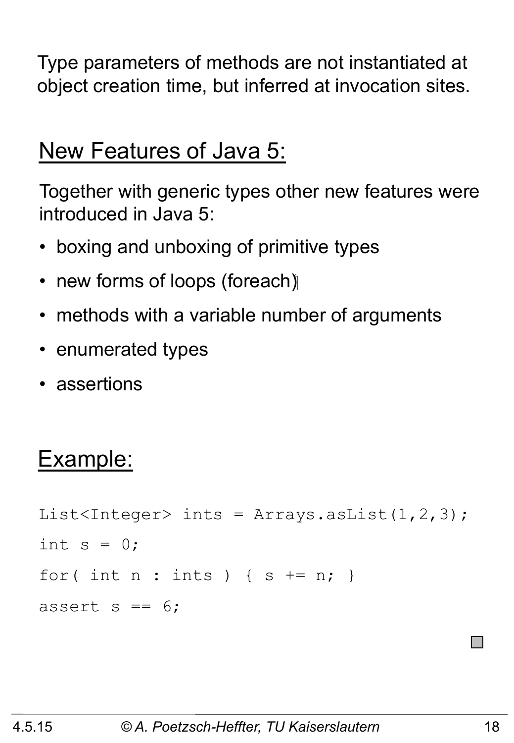Type parameters of methods are not instantiated at object creation time, but inferred at invocation sites.

## New Features of Java 5:

Together with generic types other new features were introduced in Java 5:

- boxing and unboxing of primitive types
- new forms of loops (foreach)
- methods with a variable number of arguments
- enumerated types
- assertions

## Example:

```
List<Integer> ints = Arrays.asList(1,2,3);
int s = 0;
for( int n : ints ) { s += n; }
assert s == 6;
```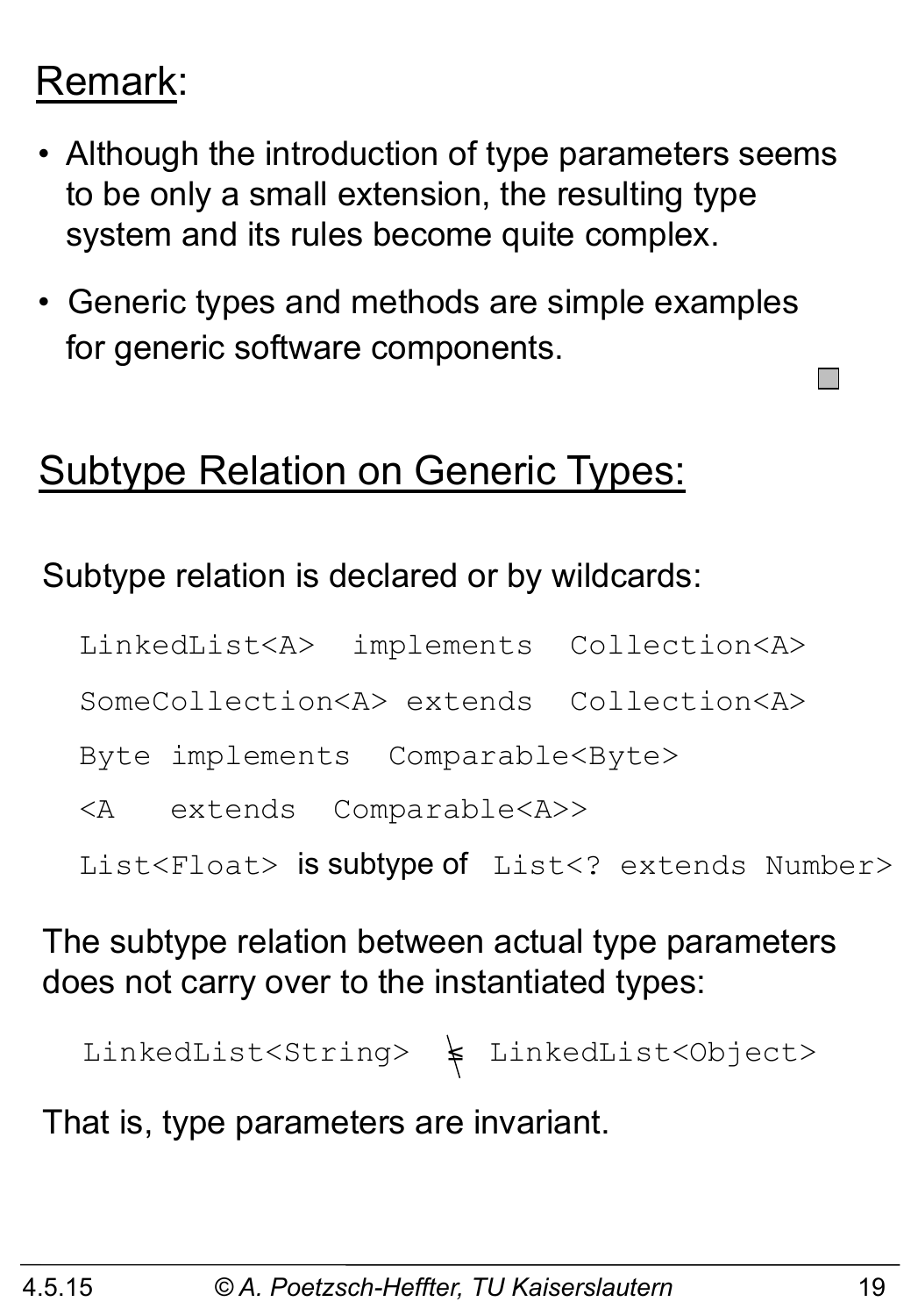## Remark:

- Although the introduction of type parameters seems to be only a small extension, the resulting type system and its rules become quite complex.
- Generic types and methods are simple examples for generic software components.

## Subtype Relation on Generic Types:

Subtype relation is declared or by wildcards:

```
LinkedList<A>  implements  Collection<A>
SomeCollection<A> extends  Collection<A>
Byte implements  Comparable<Byte>
<A   extends  Comparable<A>>
```

`List<Float>` is subtype of `List<? extends Number>`

The subtype relation between actual type parameters does not carry over to the instantiated types:

`LinkedList<String>` $\not\leq$ `LinkedList<Object>`

That is, type parameters are invariant.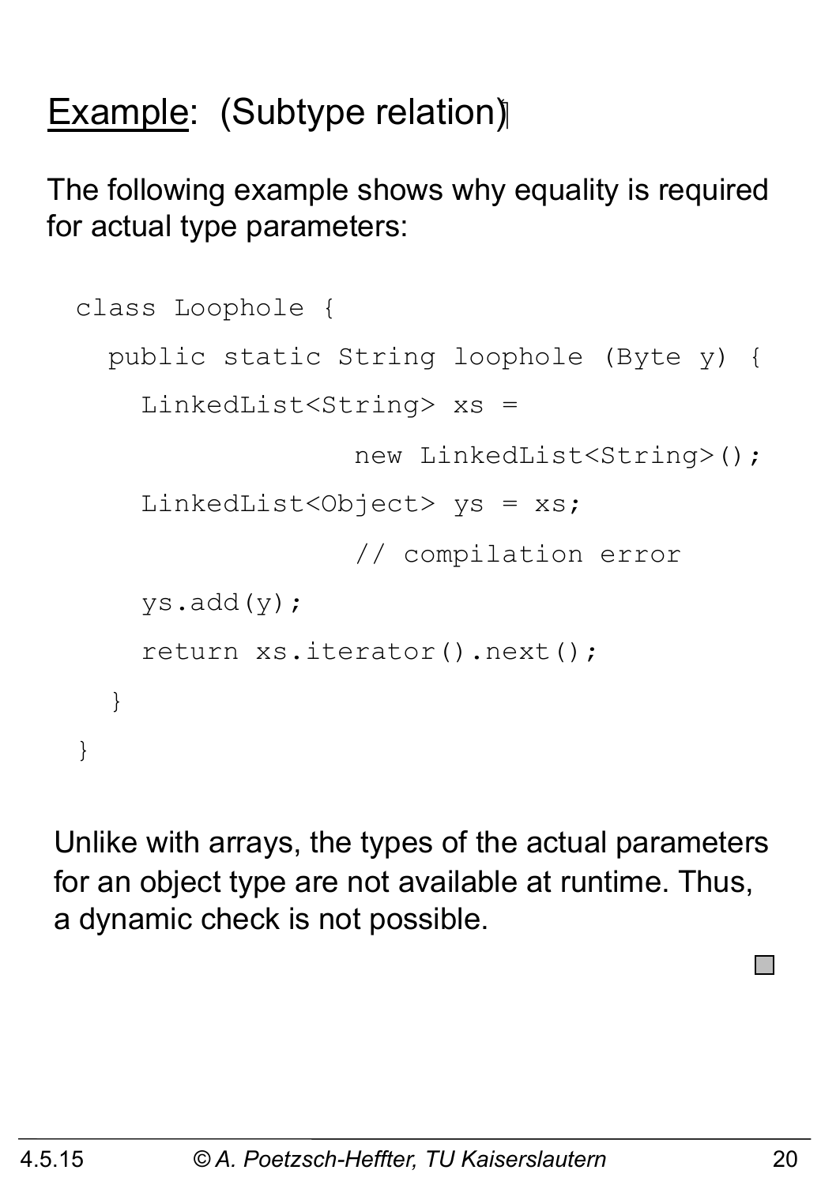## Example: (Subtype relation)

The following example shows why equality is required for actual type parameters:

```
class Loophole {
  public static String loophole (Byte y) {
    LinkedList<String> xs =
                 new LinkedList<String>();
    LinkedList<Object> ys = xs;
                 // compilation error
    ys.add(y);
    return xs.iterator().next();
  }
}
```

Unlike with arrays, the types of the actual parameters for an object type are not available at runtime. Thus, a dynamic check is not possible.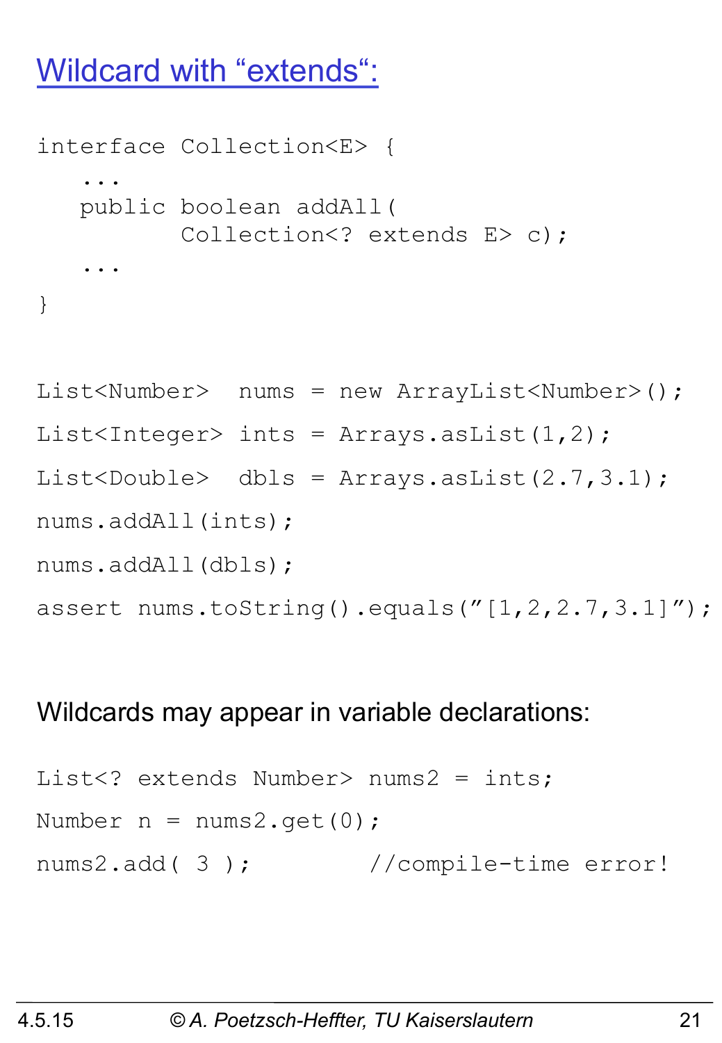## Wildcard with “extends“:

```
interface Collection<E> {
   ...
   public boolean addAll(
          Collection<? extends E> c);
   ...
}
```

```
List<Number>  nums = new ArrayList<Number>();
List<Integer> ints = Arrays.asList(1,2);
List<Double>  dbls = Arrays.asList(2.7,3.1);
nums.addAll(ints);
nums.addAll(dbls);
assert nums.toString().equals(”[1,2,2.7,3.1]”);
```

Wildcards may appear in variable declarations:

```
List<? extends Number> nums2 = ints;
Number n = nums2.get(0);
nums2.add( 3 );       //compile-time error!
```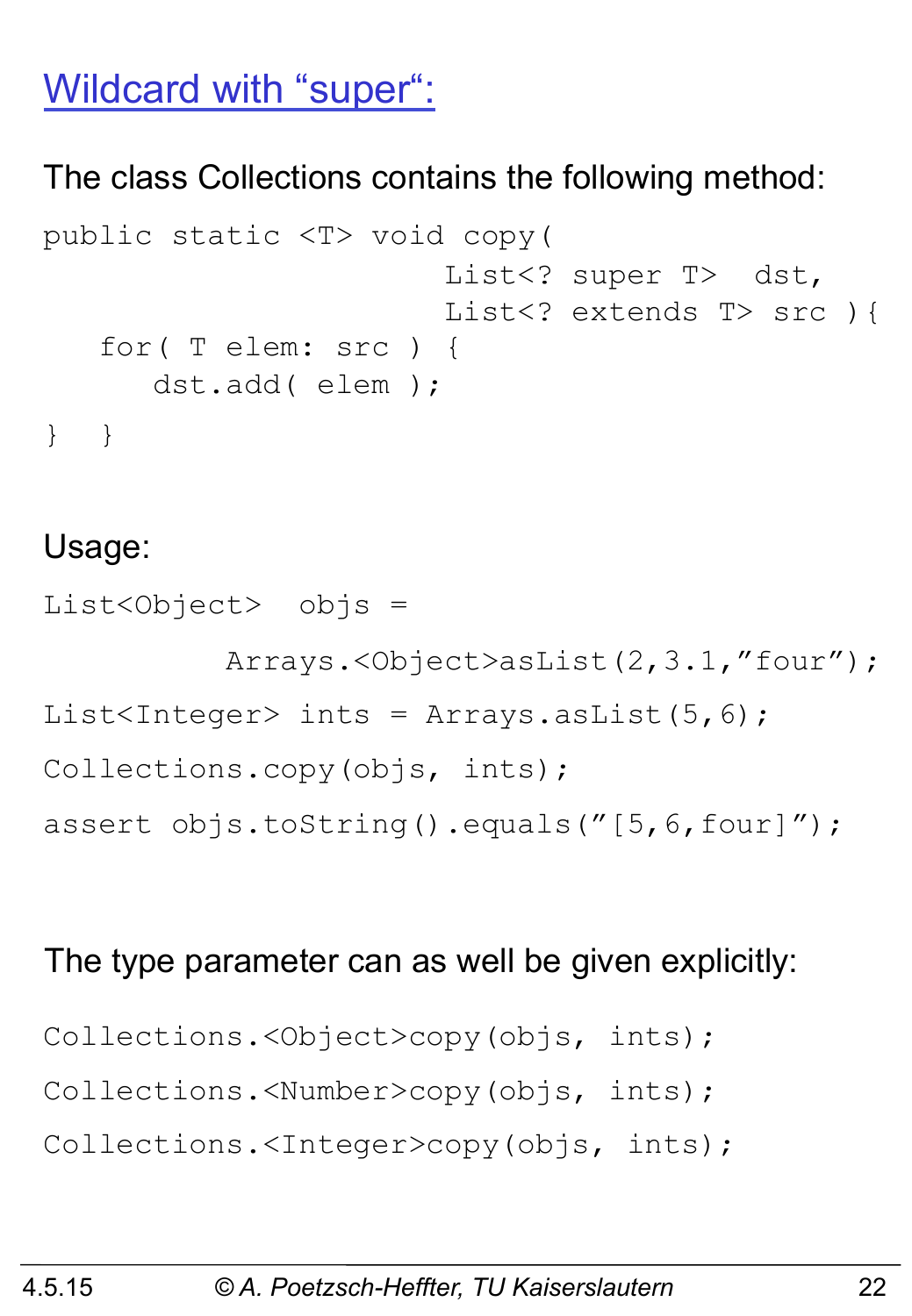## Wildcard with "super":

The class Collections contains the following method:

```
public static <T> void copy(
                     List<? super T>  dst,
                     List<? extends T> src ){
   for( T elem: src ) {
      dst.add( elem );
}  }
```

Usage:

```
List<Object>  objs =
          Arrays.<Object>asList(2,3.1,"four");
List<Integer> ints = Arrays.asList(5,6);
Collections.copy(objs, ints);
assert objs.toString().equals("[5,6,four]");
```

The type parameter can as well be given explicitly:

```
Collections.<Object>copy(objs, ints);
Collections.<Number>copy(objs, ints);
Collections.<Integer>copy(objs, ints);
```

4.5.15 © A. Poetzsch-Heffter, TU Kaiserslautern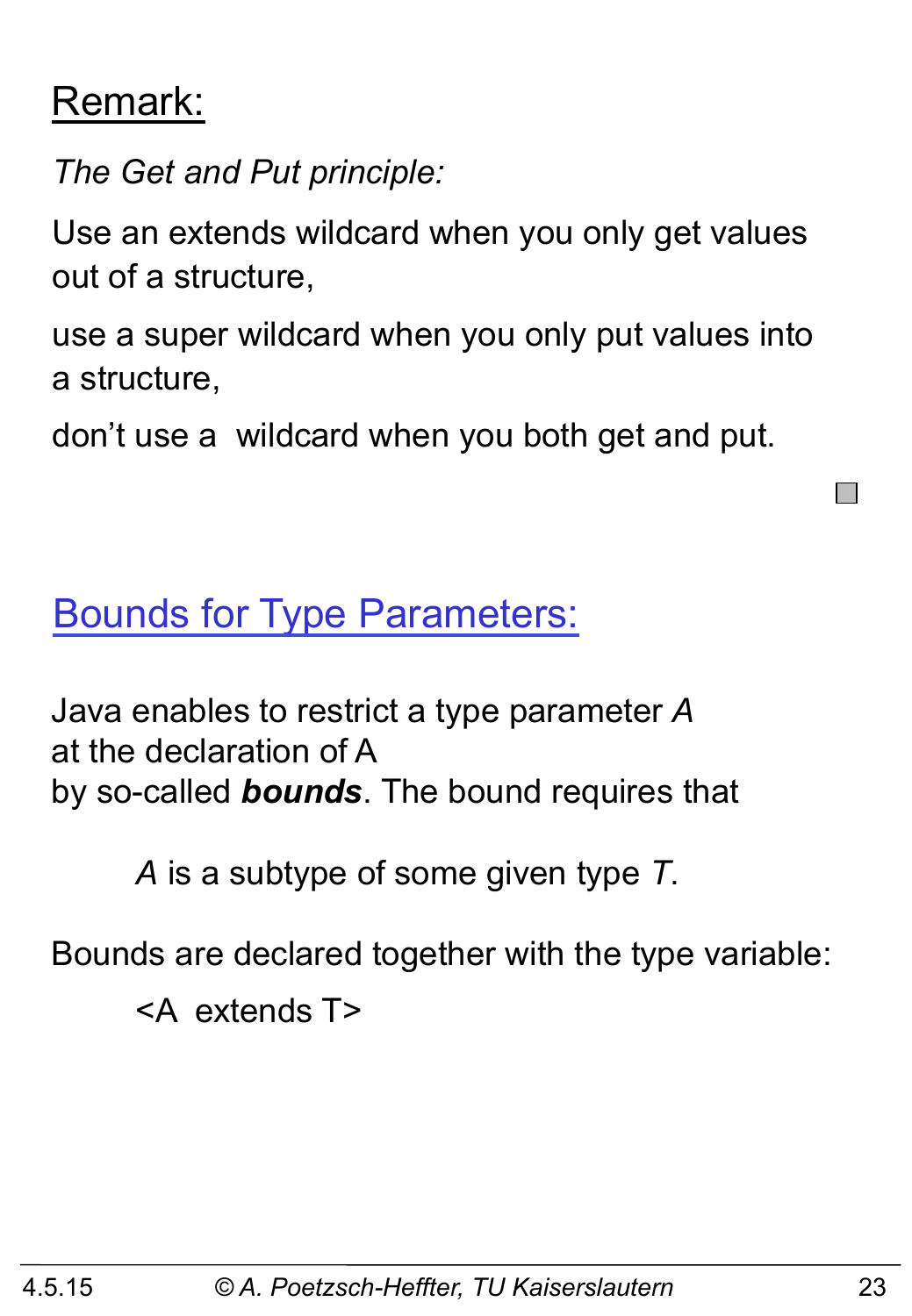## Remark:

*The Get and Put principle:*

Use an extends wildcard when you only get values out of a structure,

use a super wildcard when you only put values into a structure,

don't use a wildcard when you both get and put.

## Bounds for Type Parameters:

Java enables to restrict a type parameter *A* at the declaration of A by so-called ***bounds***. The bound requires that

*A* is a subtype of some given type *T*.

Bounds are declared together with the type variable:

```
<A extends T>
```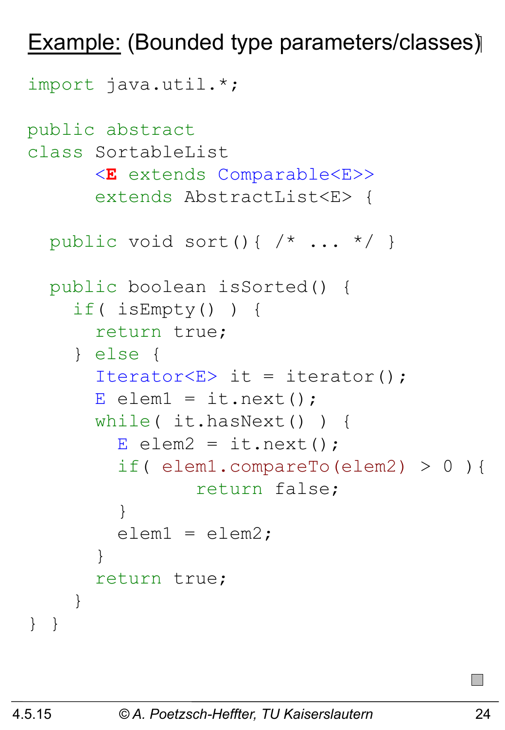**Example:** (Bounded type parameters/classes)

```
import java.util.*;

public abstract
class SortableList
      <E extends Comparable<E>>
      extends AbstractList<E> {

  public void sort(){ /* ... */ }

  public boolean isSorted() {
    if( isEmpty() ) {
      return true;
    } else {
      Iterator<E> it = iterator();
      E elem1 = it.next();
      while( it.hasNext() ) {
        E elem2 = it.next();
        if( elem1.compareTo(elem2) > 0 ){
             return false;
        }
        elem1 = elem2;
      }
      return true;
    }
} }
```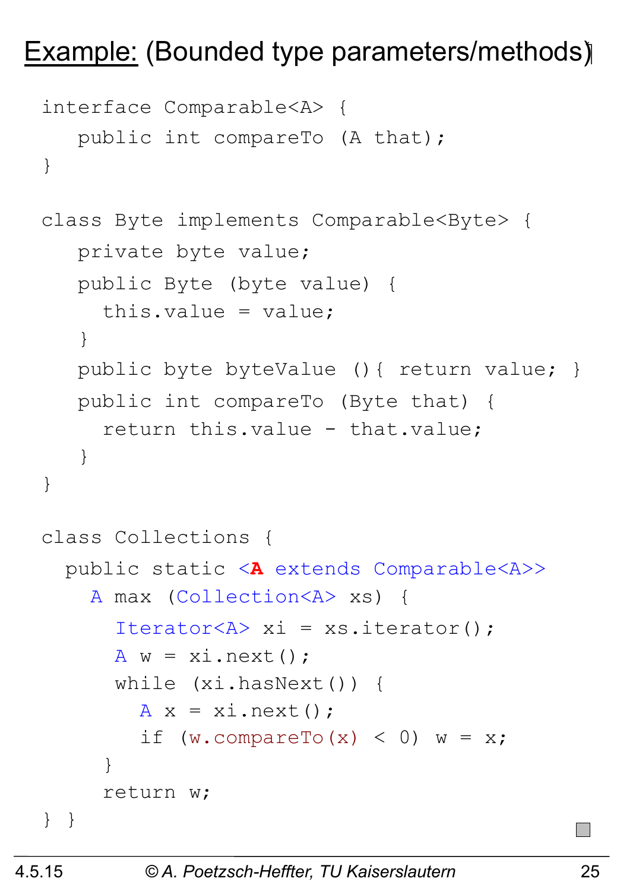# Example: (Bounded type parameters/methods)

```
interface Comparable<A> {
   public int compareTo (A that);
}

class Byte implements Comparable<Byte> {
   private byte value;
   public Byte (byte value) {
     this.value = value;
   }
   public byte byteValue (){ return value; }
   public int compareTo (Byte that) {
     return this.value - that.value;
   }
}

class Collections {
  public static <A extends Comparable<A>>
    A max (Collection<A> xs) {
      Iterator<A> xi = xs.iterator();
      A w = xi.next();
      while (xi.hasNext()) {
        A x = xi.next();
        if (w.compareTo(x) < 0) w = x;
     }
     return w;
} }
```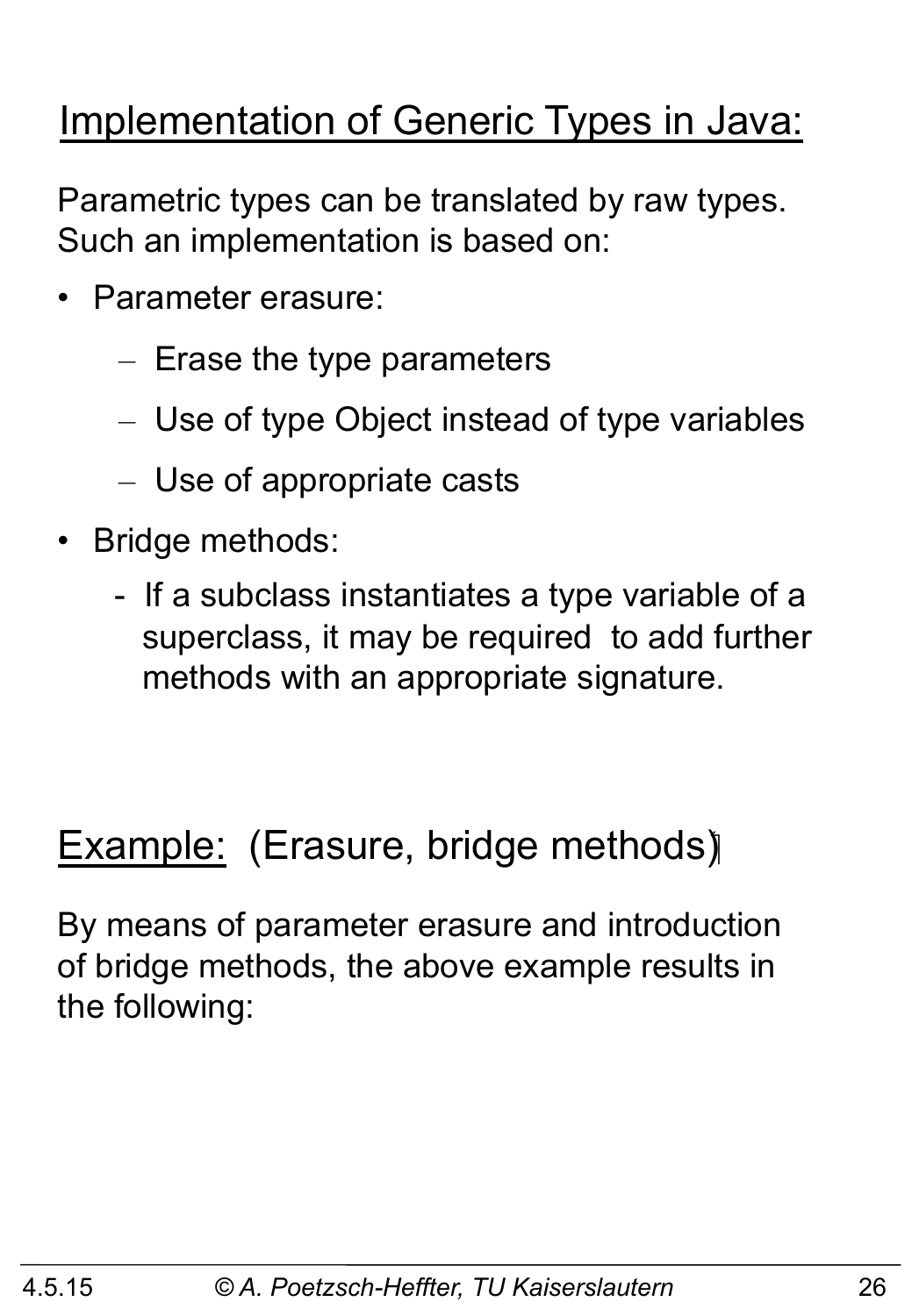## Implementation of Generic Types in Java:

Parametric types can be translated by raw types. Such an implementation is based on:

- Parameter erasure:
  - Erase the type parameters
  - Use of type Object instead of type variables
  - Use of appropriate casts
- Bridge methods:
  - If a subclass instantiates a type variable of a superclass, it may be required to add further methods with an appropriate signature.

## Example: (Erasure, bridge methods)

By means of parameter erasure and introduction of bridge methods, the above example results in the following: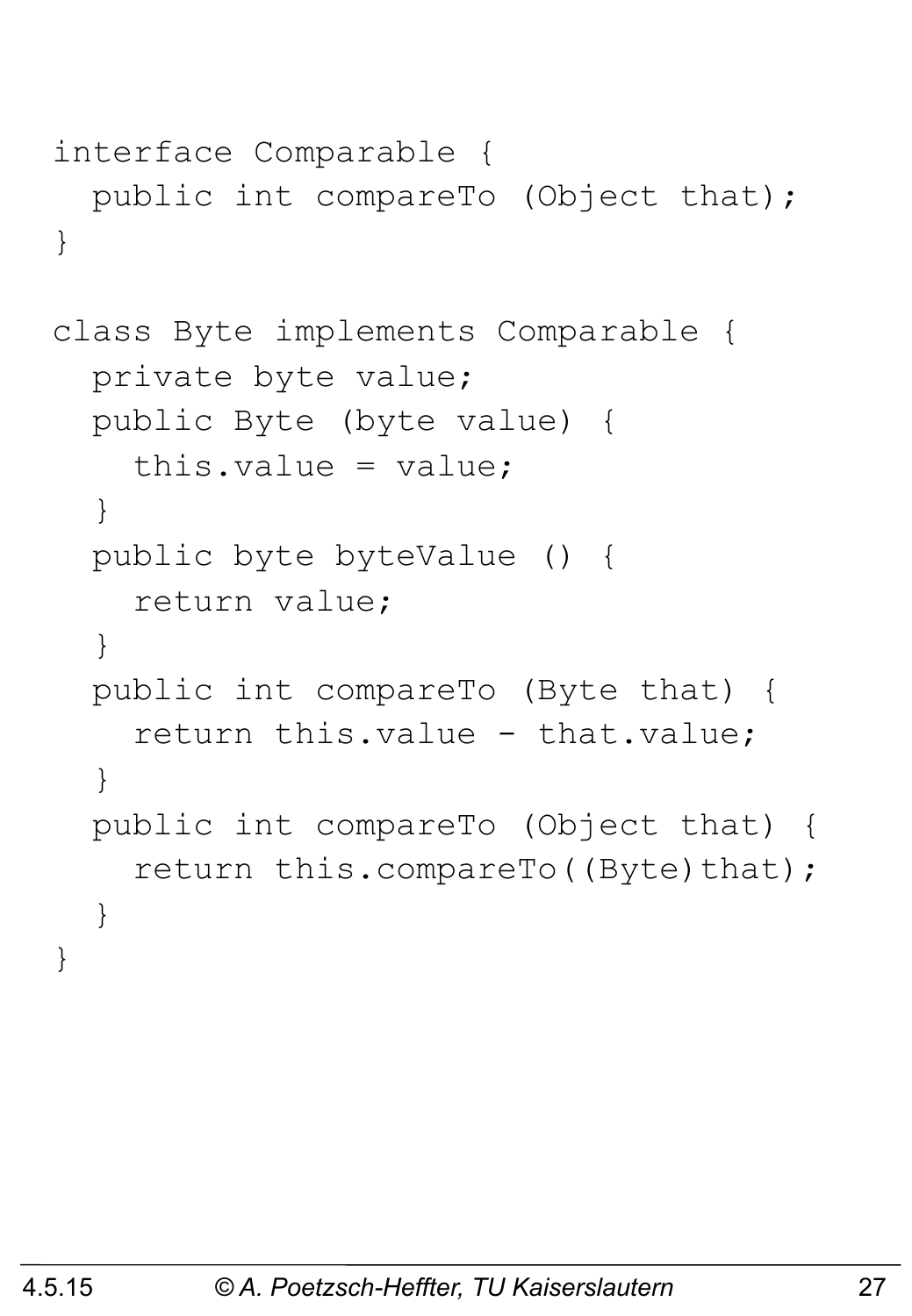```java
interface Comparable {
  public int compareTo (Object that);
}

class Byte implements Comparable {
  private byte value;
  public Byte (byte value) {
    this.value = value;
  }
  public byte byteValue () {
    return value;
  }
  public int compareTo (Byte that) {
    return this.value - that.value;
  }
  public int compareTo (Object that) {
    return this.compareTo((Byte)that);
  }
}
```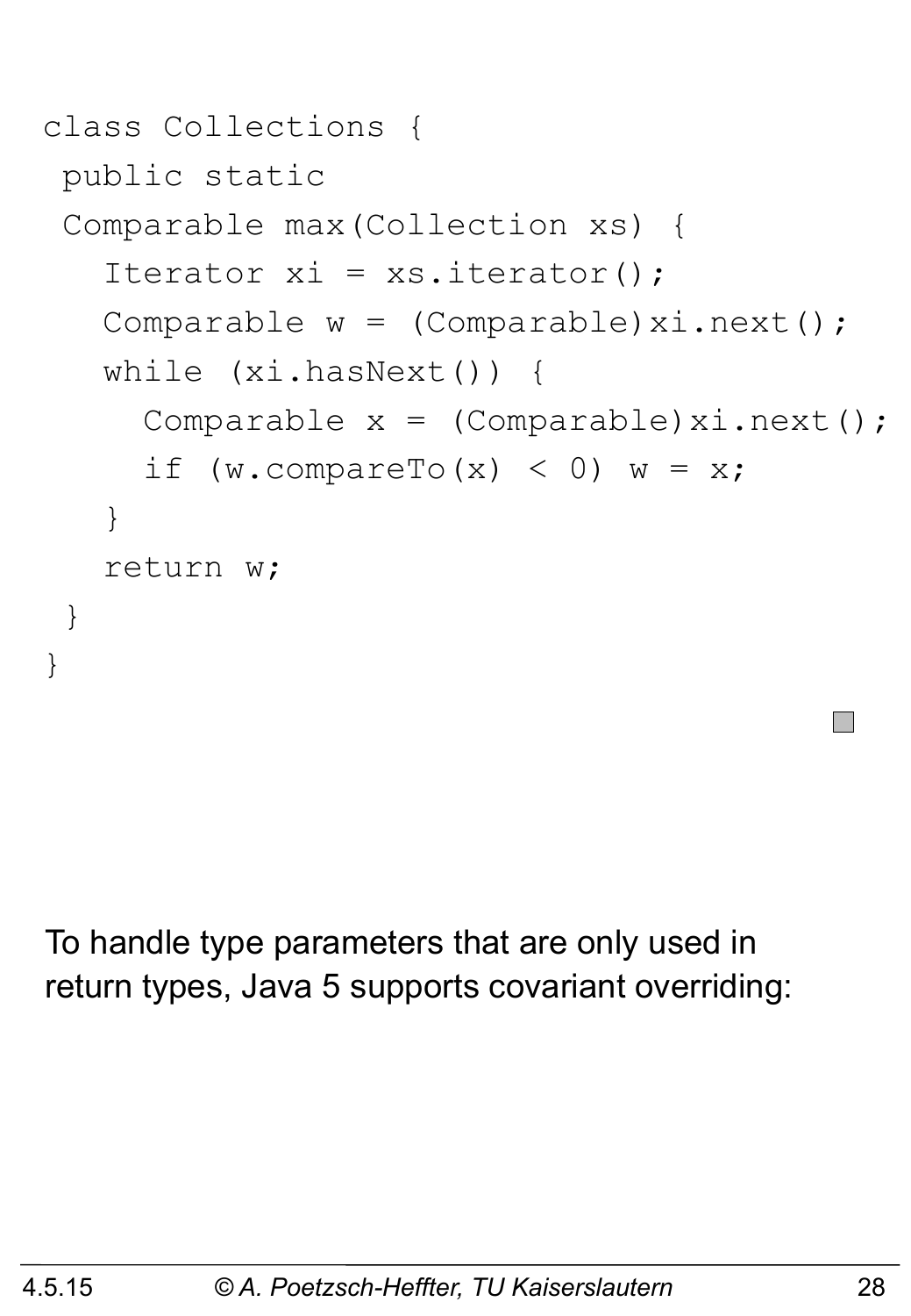```java
class Collections {
 public static
 Comparable max(Collection xs) {
   Iterator xi = xs.iterator();
   Comparable w = (Comparable)xi.next();
   while (xi.hasNext()) {
     Comparable x = (Comparable)xi.next();
     if (w.compareTo(x) < 0) w = x;
   }
   return w;
 }
}
```

To handle type parameters that are only used in return types, Java 5 supports covariant overriding: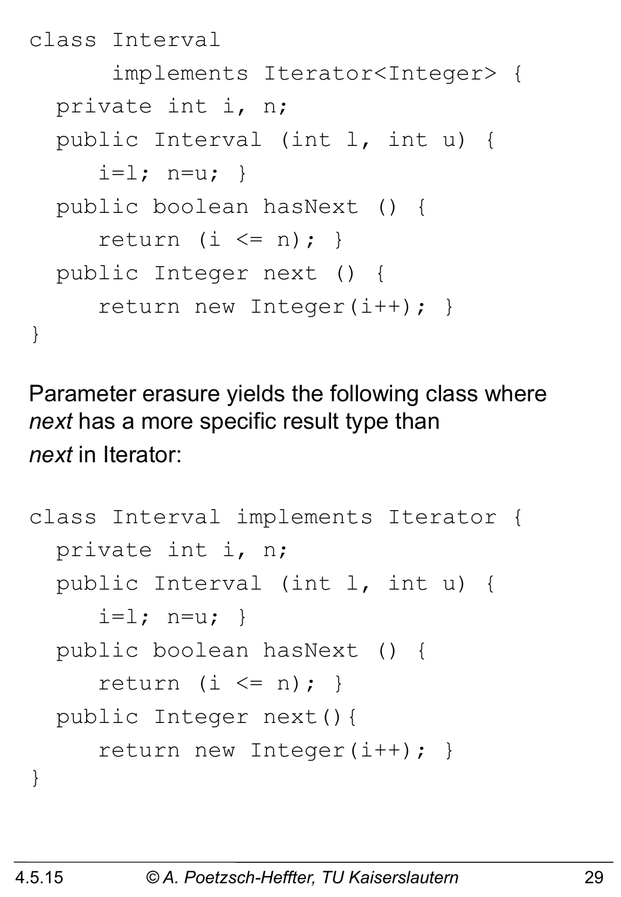```
class Interval
      implements Iterator<Integer> {
  private int i, n;
  public Interval (int l, int u) {
     i=l; n=u; }
  public boolean hasNext () {
     return (i <= n); }
  public Integer next () {
     return new Integer(i++); }
}
```

Parameter erasure yields the following class where *next* has a more specific result type than *next* in Iterator:

```
class Interval implements Iterator {
  private int i, n;
  public Interval (int l, int u) {
     i=l; n=u; }
  public boolean hasNext () {
     return (i <= n); }
  public Integer next(){
     return new Integer(i++); }
}
```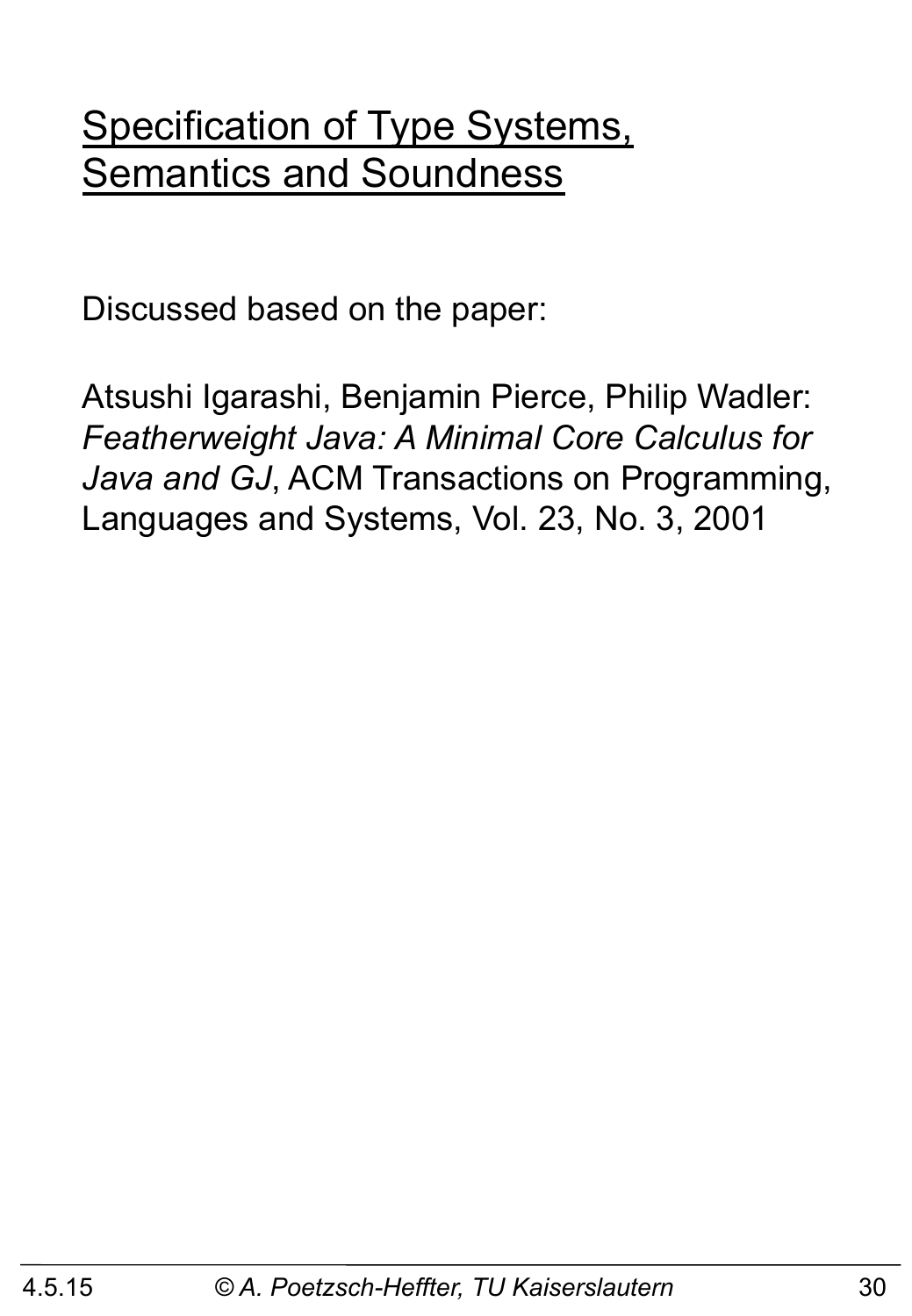# Specification of Type Systems, Semantics and Soundness

Discussed based on the paper:

Atsushi Igarashi, Benjamin Pierce, Philip Wadler: *Featherweight Java: A Minimal Core Calculus for Java and GJ*, ACM Transactions on Programming, Languages and Systems, Vol. 23, No. 3, 2001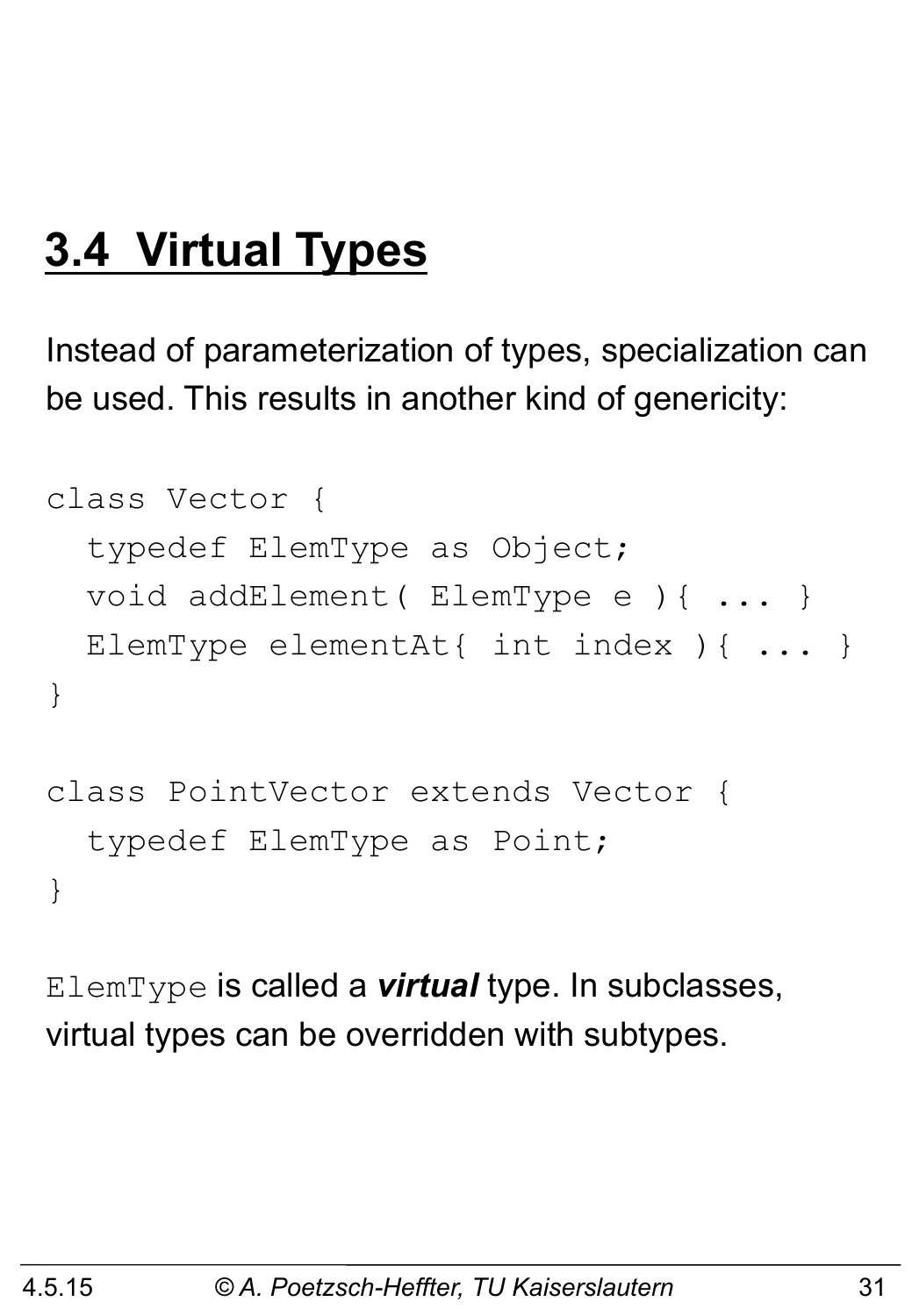## 3.4 Virtual Types

Instead of parameterization of types, specialization can be used. This results in another kind of genericity:

```
class Vector {
  typedef ElemType as Object;
  void addElement( ElemType e ){ ... }
  ElemType elementAt{ int index ){ ... }
}

class PointVector extends Vector {
  typedef ElemType as Point;
}
```

`ElemType` is called a ***virtual*** type. In subclasses, virtual types can be overridden with subtypes.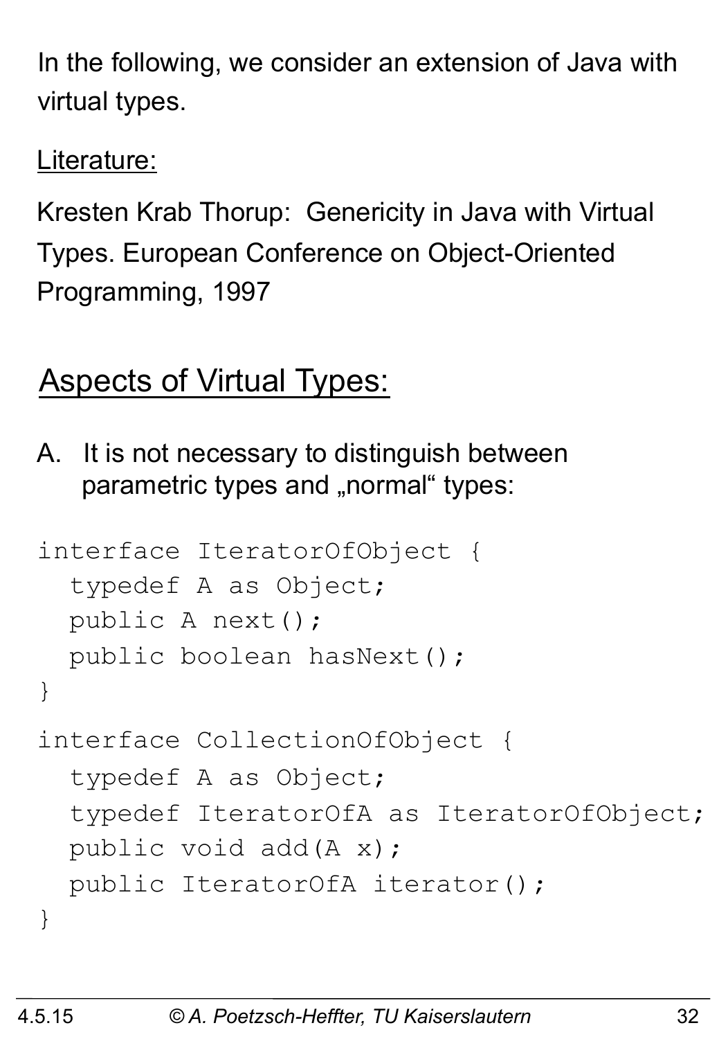In the following, we consider an extension of Java with virtual types.

Literature:

Kresten Krab Thorup: Genericity in Java with Virtual Types. European Conference on Object-Oriented Programming, 1997

## Aspects of Virtual Types:

A. It is not necessary to distinguish between parametric types and „normal" types:

```
interface IteratorOfObject {
  typedef A as Object;
  public A next();
  public boolean hasNext();
}

interface CollectionOfObject {
  typedef A as Object;
  typedef IteratorOfA as IteratorOfObject;
  public void add(A x);
  public IteratorOfA iterator();
}
```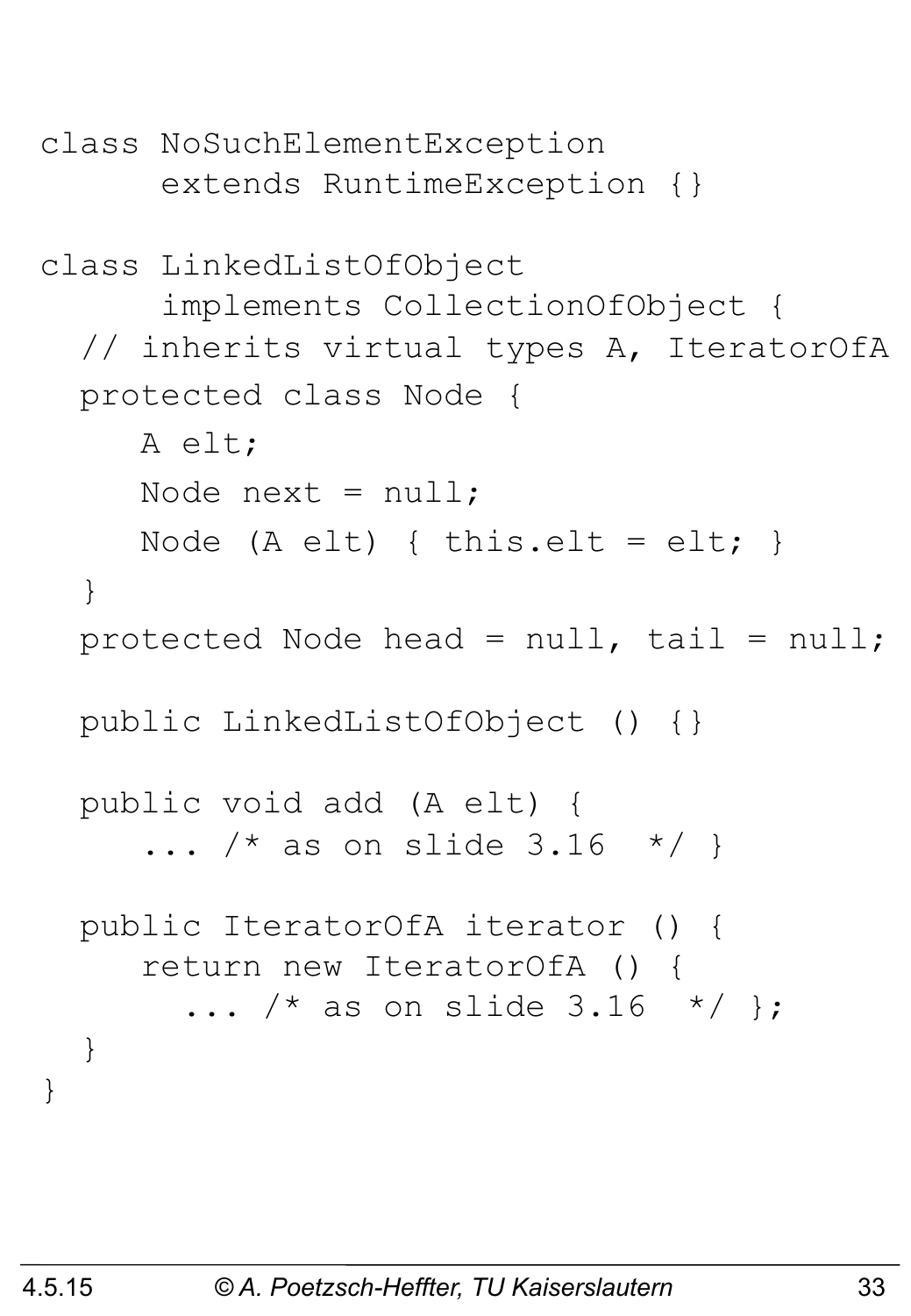```
class NoSuchElementException
      extends RuntimeException {}

class LinkedListOfObject
      implements CollectionOfObject {
  // inherits virtual types A, IteratorOfA
  protected class Node {
     A elt;
     Node next = null;
     Node (A elt) { this.elt = elt; }
  }
  protected Node head = null, tail = null;

  public LinkedListOfObject () {}

  public void add (A elt) {
     ... /* as on slide 3.16  */ }

  public IteratorOfA iterator () {
     return new IteratorOfA () {
       ... /* as on slide 3.16  */ };
  }
}
```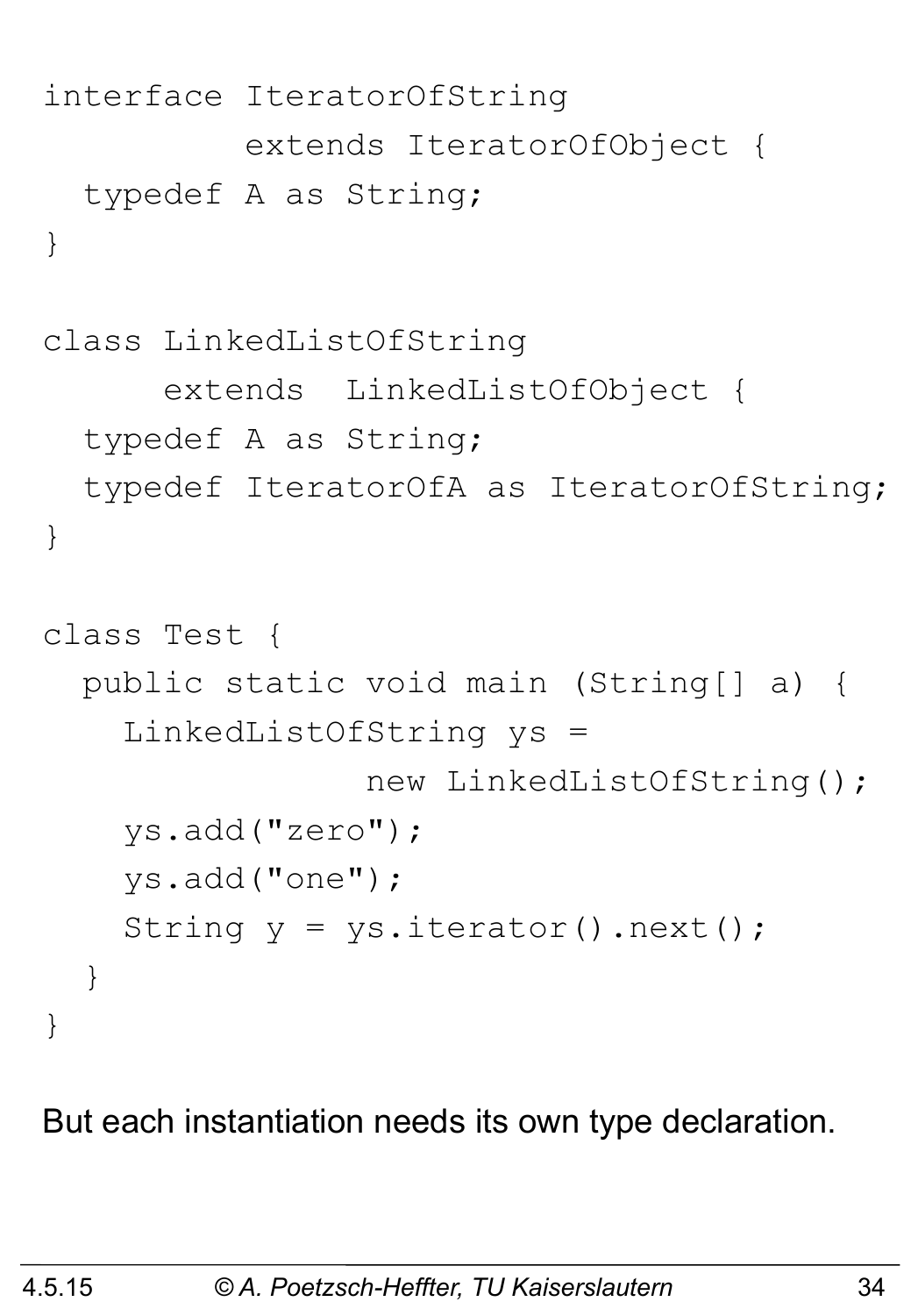```
interface IteratorOfString
          extends IteratorOfObject {
  typedef A as String;
}

class LinkedListOfString
      extends  LinkedListOfObject {
  typedef A as String;
  typedef IteratorOfA as IteratorOfString;
}

class Test {
  public static void main (String[] a) {
    LinkedListOfString ys =
                new LinkedListOfString();
    ys.add("zero");
    ys.add("one");
    String y = ys.iterator().next();
  }
}
```

But each instantiation needs its own type declaration.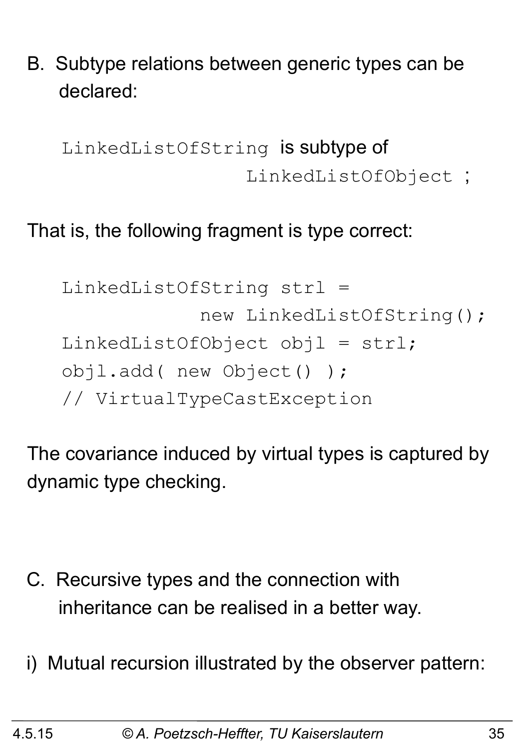B. Subtype relations between generic types can be declared:

`LinkedListOfString` is subtype of `LinkedListOfObject` ;

That is, the following fragment is type correct:

```
LinkedListOfString strl =
            new LinkedListOfString();
LinkedListOfObject objl = strl;
objl.add( new Object() );
// VirtualTypeCastException
```

The covariance induced by virtual types is captured by dynamic type checking.

C. Recursive types and the connection with inheritance can be realised in a better way.

i) Mutual recursion illustrated by the observer pattern: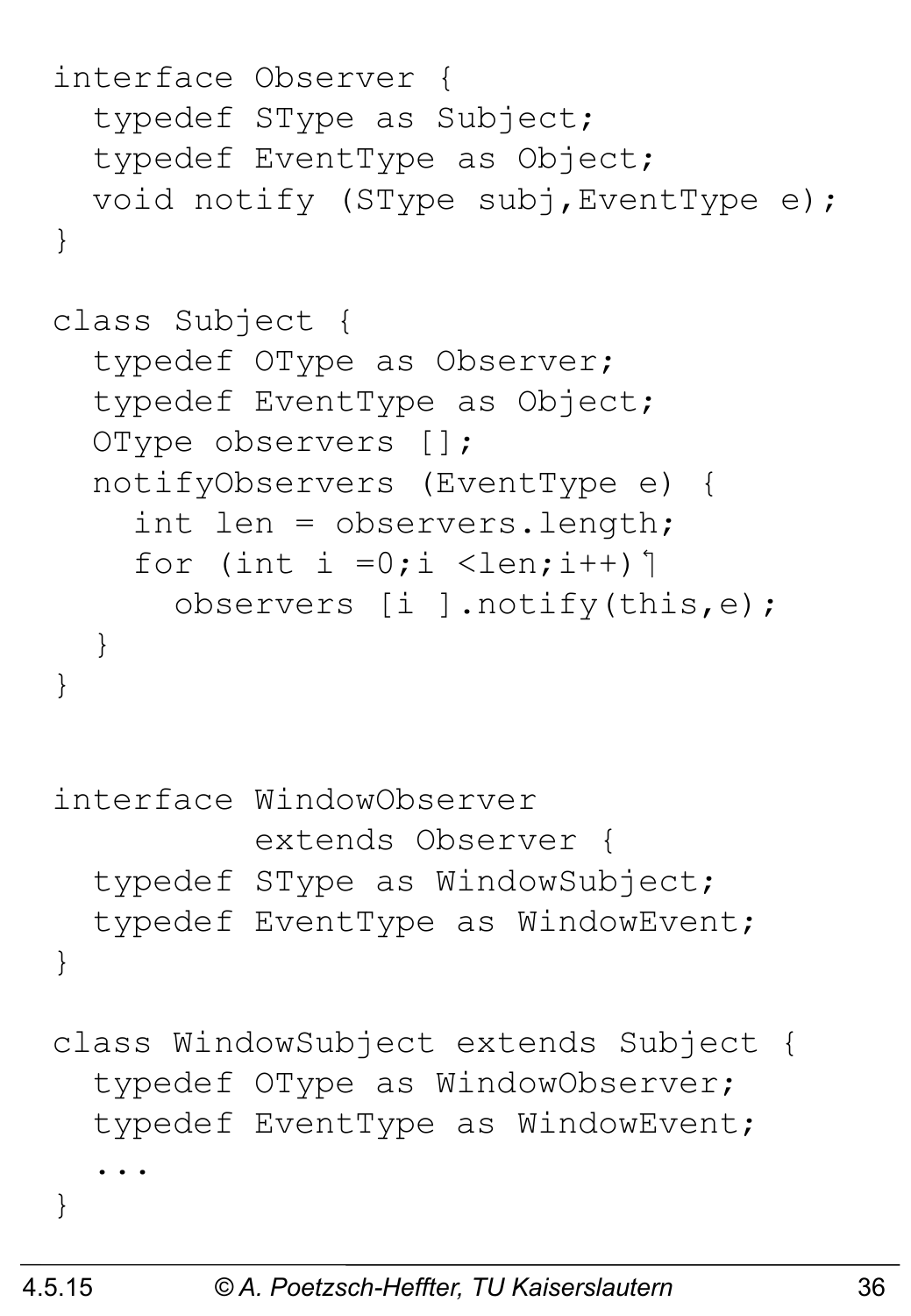```
interface Observer {
  typedef SType as Subject;
  typedef EventType as Object;
  void notify (SType subj,EventType e);
}

class Subject {
  typedef OType as Observer;
  typedef EventType as Object;
  OType observers [];
  notifyObservers (EventType e) {
    int len = observers.length;
    for (int i =0;i <len;i++)
      observers [i ].notify(this,e);
  }
}


interface WindowObserver
          extends Observer {
  typedef SType as WindowSubject;
  typedef EventType as WindowEvent;
}

class WindowSubject extends Subject {
  typedef OType as WindowObserver;
  typedef EventType as WindowEvent;
  ...
}
```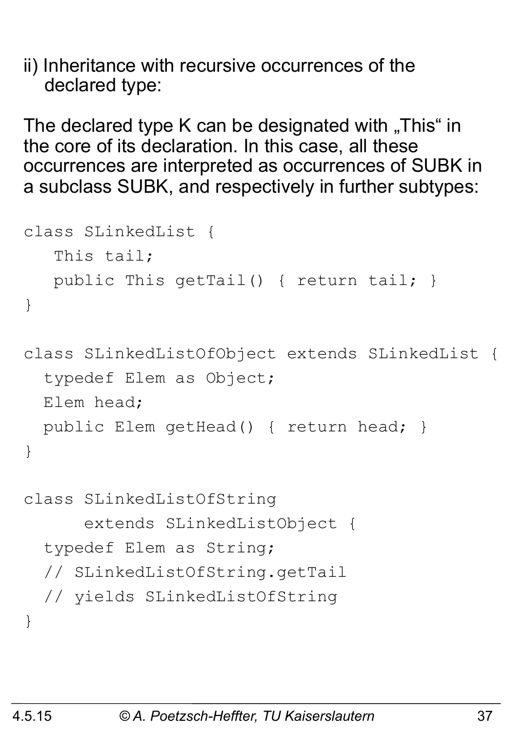ii) Inheritance with recursive occurrences of the declared type:

The declared type K can be designated with „This“ in the core of its declaration. In this case, all these occurrences are interpreted as occurrences of SUBK in a subclass SUBK, and respectively in further subtypes:

```
class SLinkedList {
   This tail;
   public This getTail() { return tail; }
}

class SLinkedListOfObject extends SLinkedList {
  typedef Elem as Object;
  Elem head;
  public Elem getHead() { return head; }
}

class SLinkedListOfString
      extends SLinkedListObject {
  typedef Elem as String;
  // SLinkedListOfString.getTail
  // yields SLinkedListOfString
}
```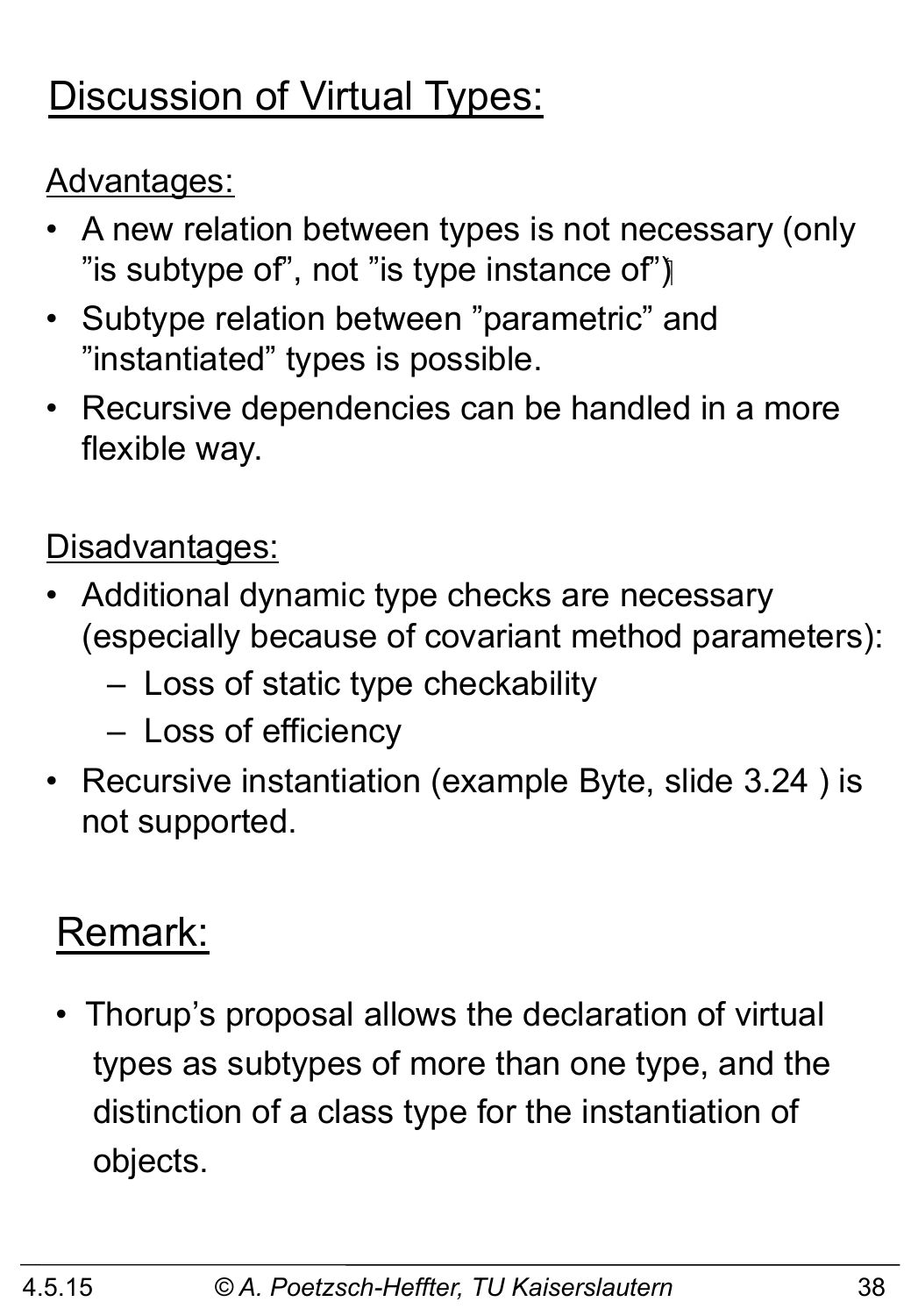# Discussion of Virtual Types:

Advantages:

- A new relation between types is not necessary (only ”is subtype of”, not ”is type instance of”)
- Subtype relation between ”parametric” and ”instantiated” types is possible.
- Recursive dependencies can be handled in a more flexible way.

Disadvantages:

- Additional dynamic type checks are necessary (especially because of covariant method parameters):
  - Loss of static type checkability
  - Loss of efficiency
- Recursive instantiation (example Byte, slide 3.24 ) is not supported.

## Remark:

- Thorup’s proposal allows the declaration of virtual types as subtypes of more than one type, and the distinction of a class type for the instantiation of objects.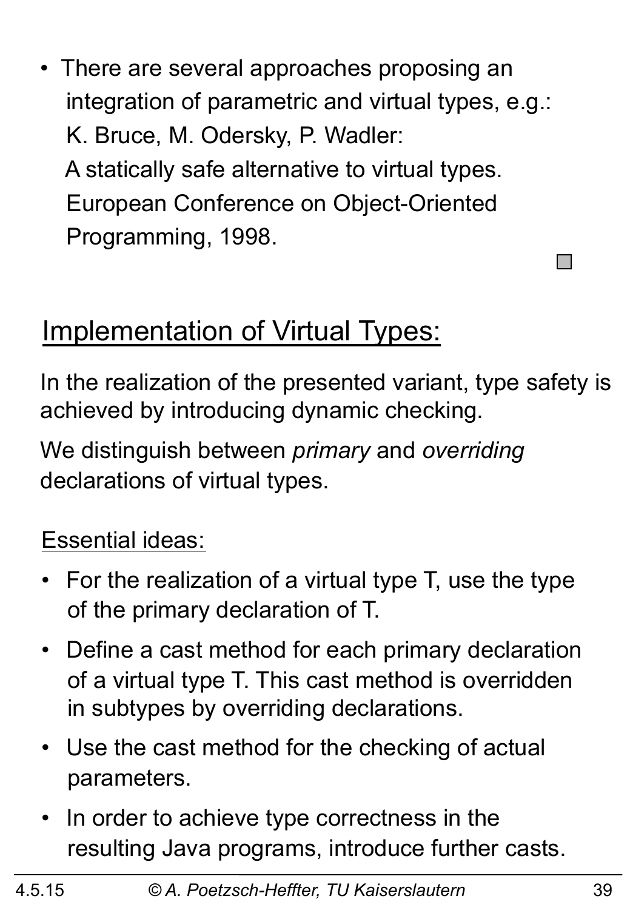- There are several approaches proposing an integration of parametric and virtual types, e.g.:
  K. Bruce, M. Odersky, P. Wadler:
  A statically safe alternative to virtual types.
  European Conference on Object-Oriented Programming, 1998.

## Implementation of Virtual Types:

In the realization of the presented variant, type safety is achieved by introducing dynamic checking.

We distinguish between *primary* and *overriding* declarations of virtual types.

Essential ideas:

- For the realization of a virtual type T, use the type of the primary declaration of T.
- Define a cast method for each primary declaration of a virtual type T. This cast method is overridden in subtypes by overriding declarations.
- Use the cast method for the checking of actual parameters.
- In order to achieve type correctness in the resulting Java programs, introduce further casts.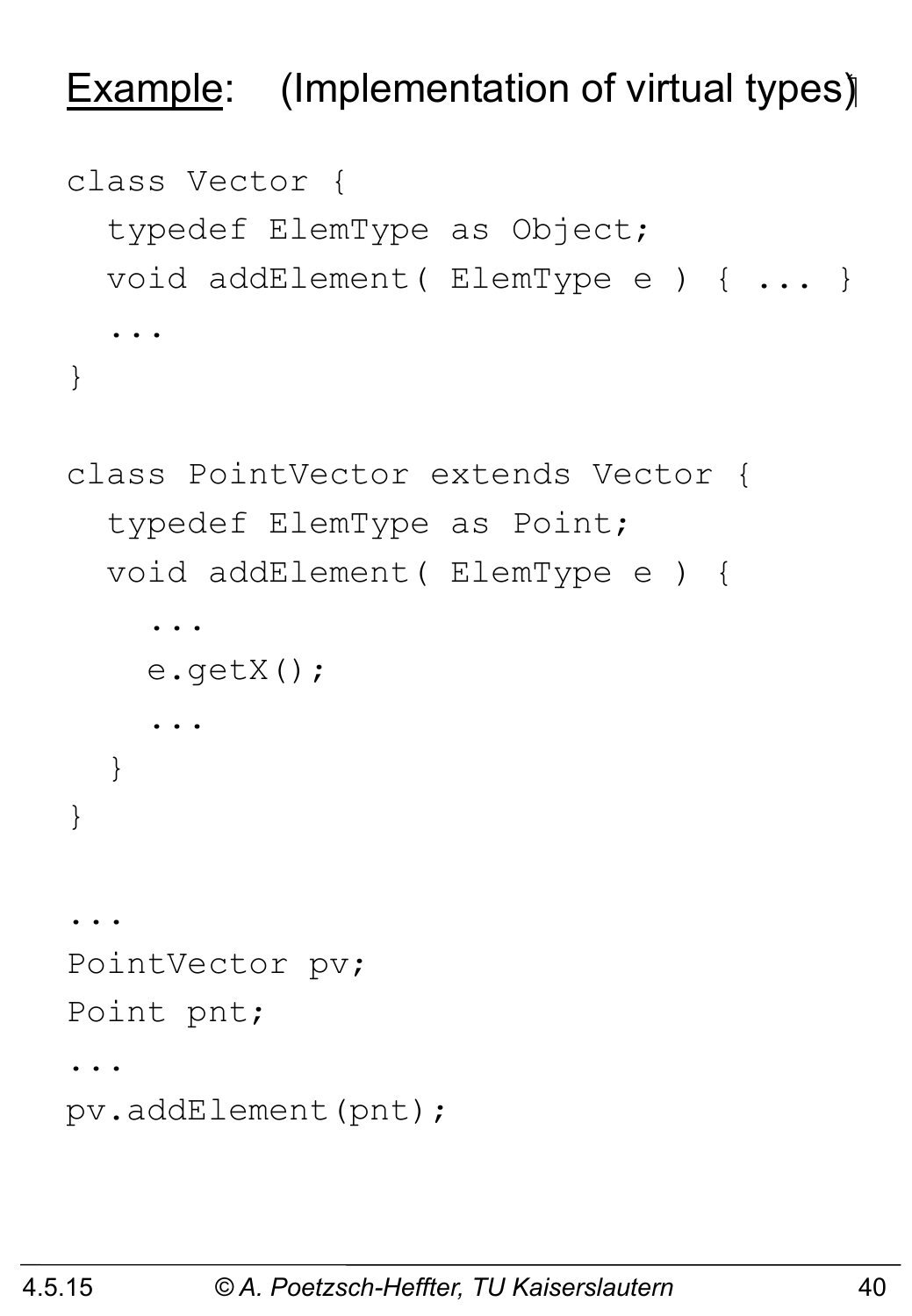## Example: (Implementation of virtual types)

```
class Vector {
  typedef ElemType as Object;
  void addElement( ElemType e ) { ... }
  ...
}

class PointVector extends Vector {
  typedef ElemType as Point;
  void addElement( ElemType e ) {
    ...
    e.getX();
    ...
  }
}

...
PointVector pv;
Point pnt;
...
pv.addElement(pnt);
```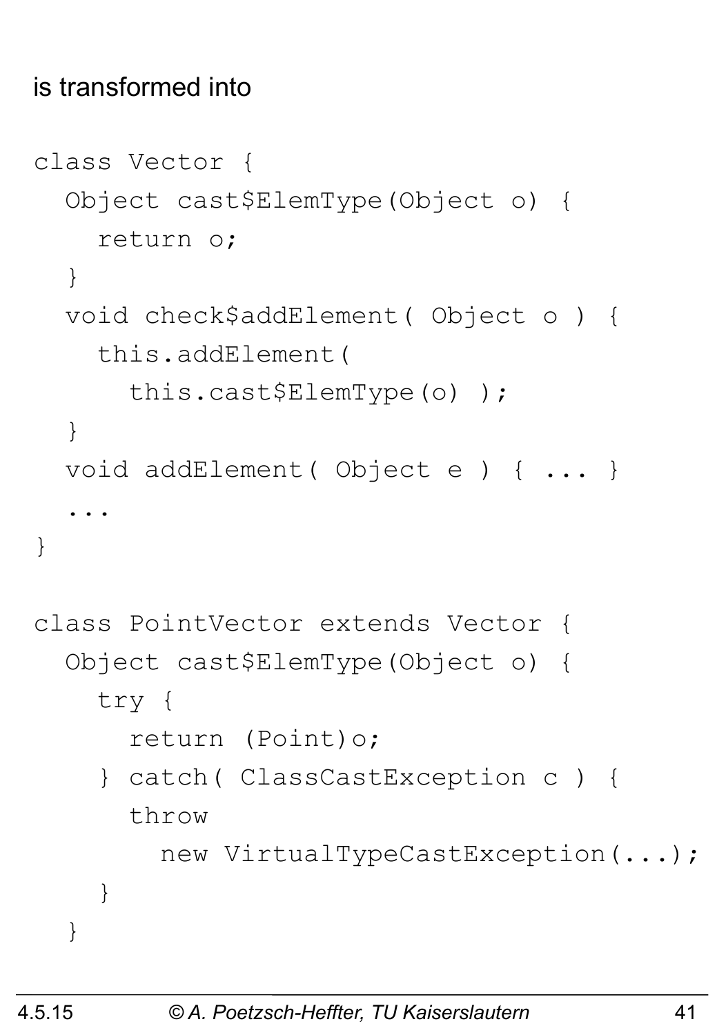is transformed into

```
class Vector {
  Object cast$ElemType(Object o) {
    return o;
  }
  void check$addElement( Object o ) {
    this.addElement(
      this.cast$ElemType(o) );
  }
  void addElement( Object e ) { ... }
  ...
}

class PointVector extends Vector {
  Object cast$ElemType(Object o) {
    try {
      return (Point)o;
    } catch( ClassCastException c ) {
      throw
        new VirtualTypeCastException(...);
    }
  }
```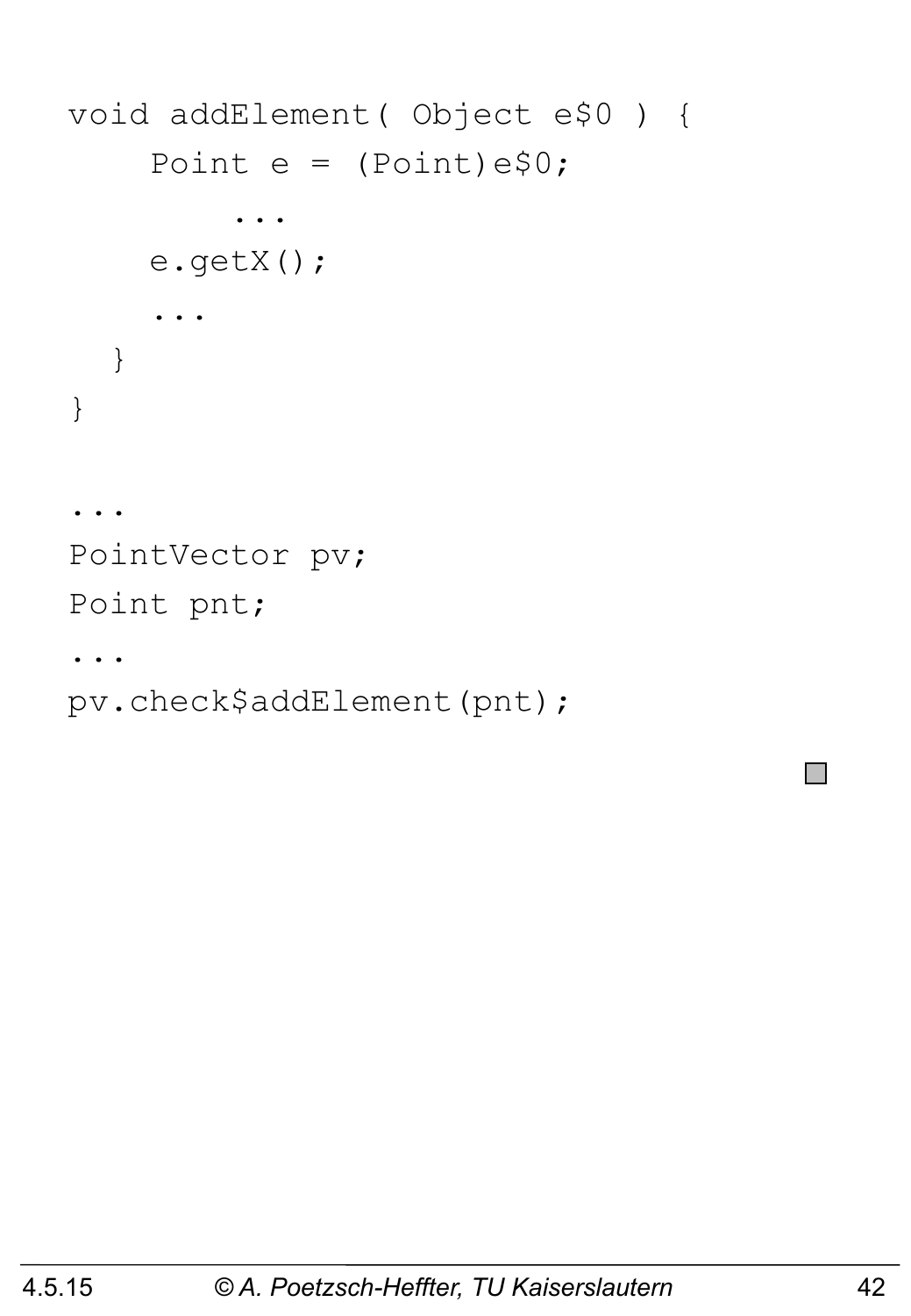```
void addElement( Object e$0 ) {
    Point e = (Point)e$0;
        ...
    e.getX();
    ...
  }
}

...
PointVector pv;
Point pnt;
...
pv.check$addElement(pnt);
```